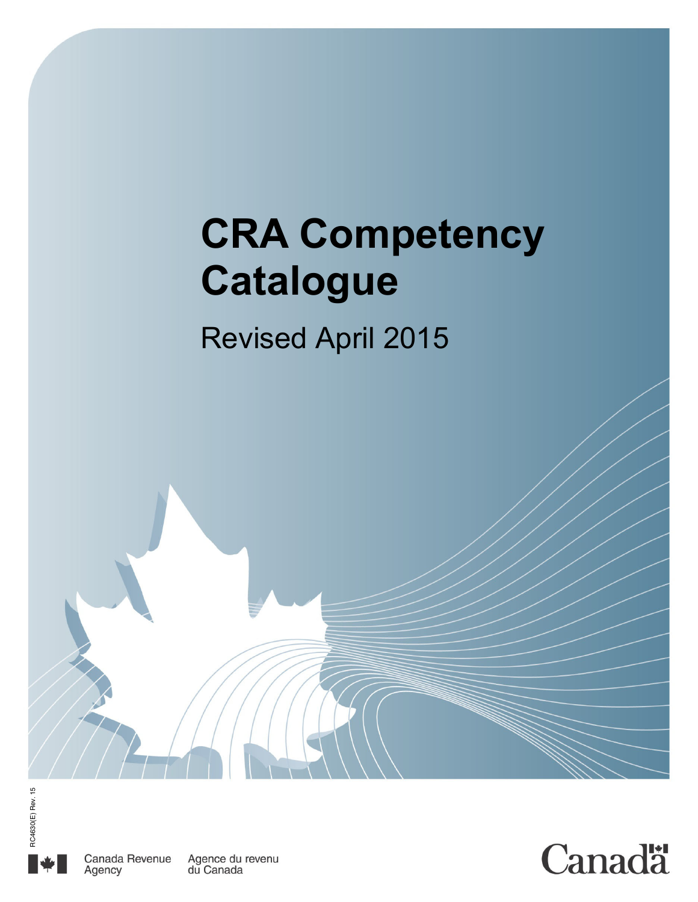# CRA Competency Catalogue

Revised April 2015

RC4630(E) Rev. 15

Canada Revenue Agency    Agence du revenu du Canada

Canada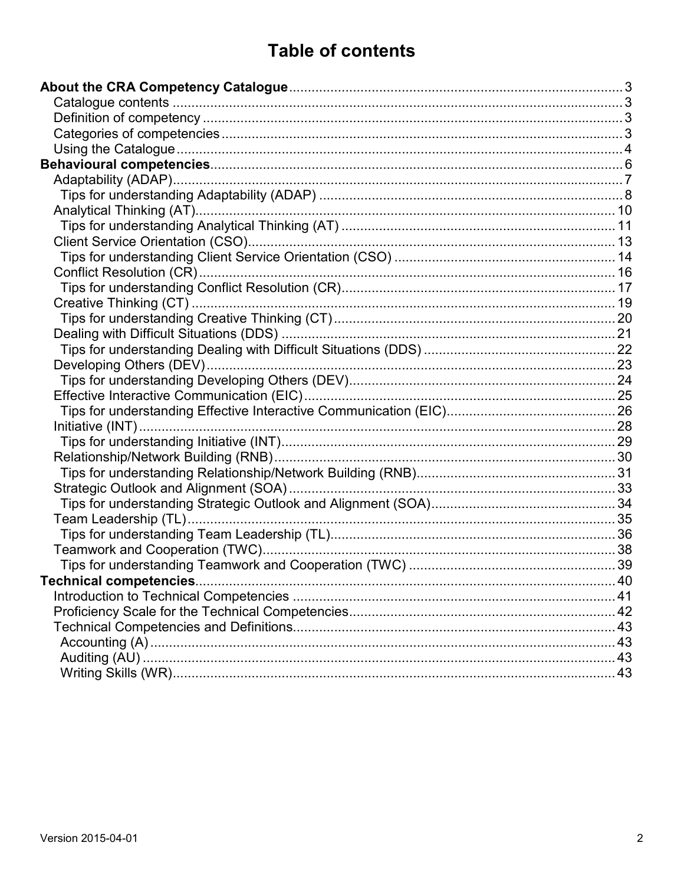# Table of contents

**About the CRA Competency Catalogue** ... 3
- Catalogue contents ... 3
- Definition of competency ... 3
- Categories of competencies ... 3
- Using the Catalogue ... 4

**Behavioural competencies** ... 6
- Adaptability (ADAP) ... 7
  - Tips for understanding Adaptability (ADAP) ... 8
- Analytical Thinking (AT) ... 10
  - Tips for understanding Analytical Thinking (AT) ... 11
- Client Service Orientation (CSO) ... 13
  - Tips for understanding Client Service Orientation (CSO) ... 14
- Conflict Resolution (CR) ... 16
  - Tips for understanding Conflict Resolution (CR) ... 17
- Creative Thinking (CT) ... 19
  - Tips for understanding Creative Thinking (CT) ... 20
- Dealing with Difficult Situations (DDS) ... 21
  - Tips for understanding Dealing with Difficult Situations (DDS) ... 22
- Developing Others (DEV) ... 23
  - Tips for understanding Developing Others (DEV) ... 24
- Effective Interactive Communication (EIC) ... 25
  - Tips for understanding Effective Interactive Communication (EIC) ... 26
- Initiative (INT) ... 28
  - Tips for understanding Initiative (INT) ... 29
- Relationship/Network Building (RNB) ... 30
  - Tips for understanding Relationship/Network Building (RNB) ... 31
- Strategic Outlook and Alignment (SOA) ... 33
  - Tips for understanding Strategic Outlook and Alignment (SOA) ... 34
- Team Leadership (TL) ... 35
  - Tips for understanding Team Leadership (TL) ... 36
- Teamwork and Cooperation (TWC) ... 38
  - Tips for understanding Teamwork and Cooperation (TWC) ... 39

**Technical competencies** ... 40
- Introduction to Technical Competencies ... 41
- Proficiency Scale for the Technical Competencies ... 42
- Technical Competencies and Definitions ... 43
  - Accounting (A) ... 43
  - Auditing (AU) ... 43
  - Writing Skills (WR) ... 43

Version 2015-04-01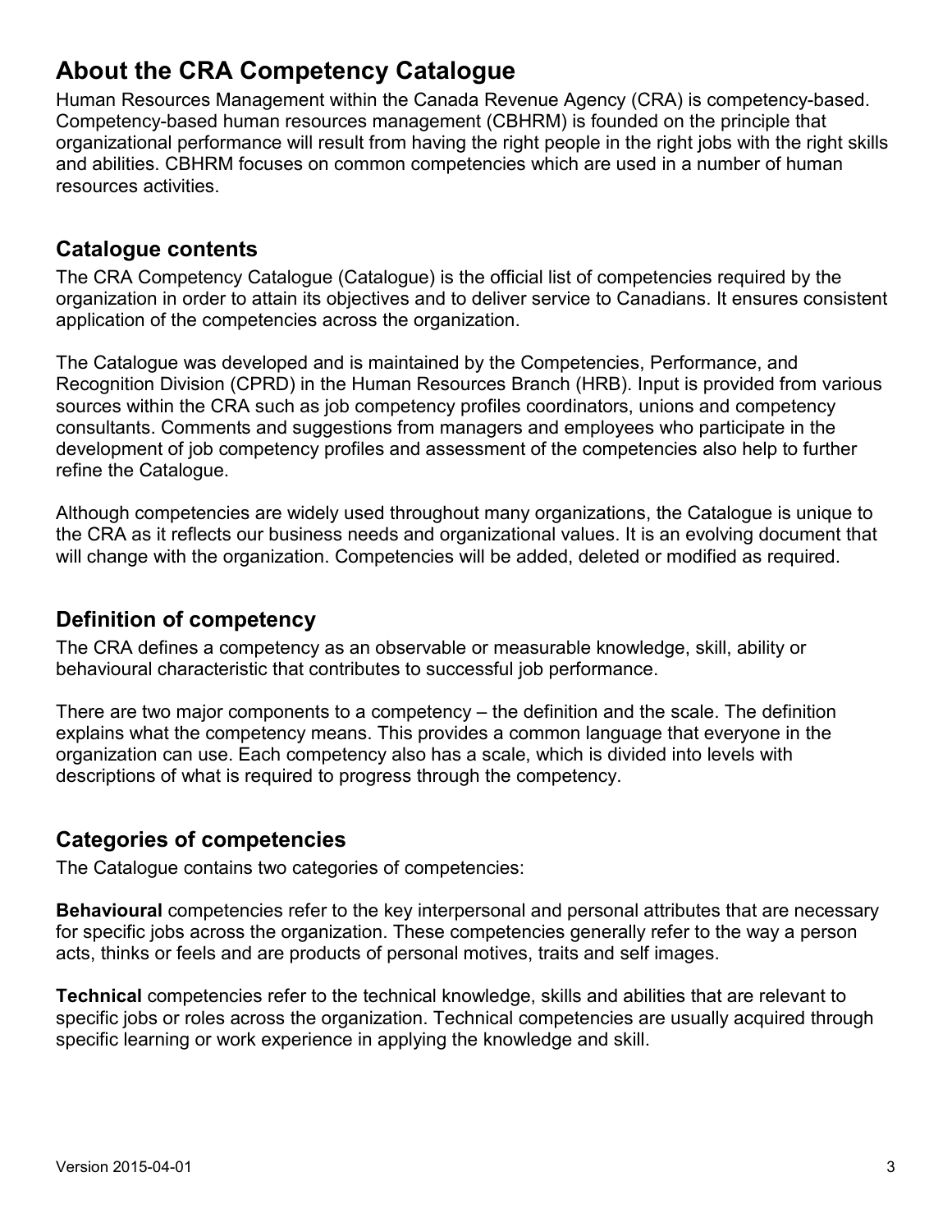# About the CRA Competency Catalogue

Human Resources Management within the Canada Revenue Agency (CRA) is competency-based. Competency-based human resources management (CBHRM) is founded on the principle that organizational performance will result from having the right people in the right jobs with the right skills and abilities. CBHRM focuses on common competencies which are used in a number of human resources activities.

## Catalogue contents

The CRA Competency Catalogue (Catalogue) is the official list of competencies required by the organization in order to attain its objectives and to deliver service to Canadians. It ensures consistent application of the competencies across the organization.

The Catalogue was developed and is maintained by the Competencies, Performance, and Recognition Division (CPRD) in the Human Resources Branch (HRB). Input is provided from various sources within the CRA such as job competency profiles coordinators, unions and competency consultants. Comments and suggestions from managers and employees who participate in the development of job competency profiles and assessment of the competencies also help to further refine the Catalogue.

Although competencies are widely used throughout many organizations, the Catalogue is unique to the CRA as it reflects our business needs and organizational values. It is an evolving document that will change with the organization. Competencies will be added, deleted or modified as required.

## Definition of competency

The CRA defines a competency as an observable or measurable knowledge, skill, ability or behavioural characteristic that contributes to successful job performance.

There are two major components to a competency – the definition and the scale. The definition explains what the competency means. This provides a common language that everyone in the organization can use. Each competency also has a scale, which is divided into levels with descriptions of what is required to progress through the competency.

## Categories of competencies

The Catalogue contains two categories of competencies:

**Behavioural** competencies refer to the key interpersonal and personal attributes that are necessary for specific jobs across the organization. These competencies generally refer to the way a person acts, thinks or feels and are products of personal motives, traits and self images.

**Technical** competencies refer to the technical knowledge, skills and abilities that are relevant to specific jobs or roles across the organization. Technical competencies are usually acquired through specific learning or work experience in applying the knowledge and skill.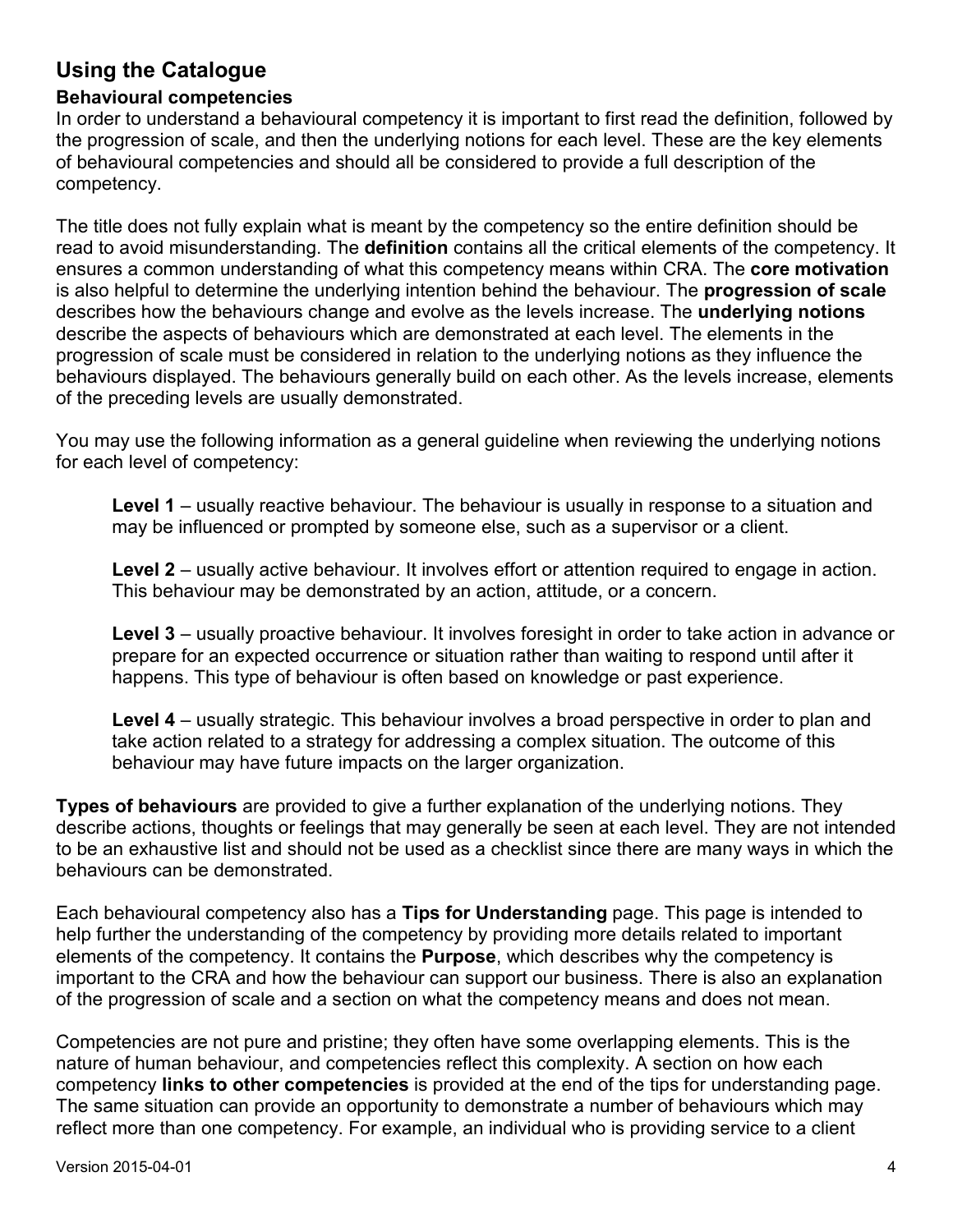## Using the Catalogue

### Behavioural competencies

In order to understand a behavioural competency it is important to first read the definition, followed by the progression of scale, and then the underlying notions for each level. These are the key elements of behavioural competencies and should all be considered to provide a full description of the competency.

The title does not fully explain what is meant by the competency so the entire definition should be read to avoid misunderstanding. The **definition** contains all the critical elements of the competency. It ensures a common understanding of what this competency means within CRA. The **core motivation** is also helpful to determine the underlying intention behind the behaviour. The **progression of scale** describes how the behaviours change and evolve as the levels increase. The **underlying notions** describe the aspects of behaviours which are demonstrated at each level. The elements in the progression of scale must be considered in relation to the underlying notions as they influence the behaviours displayed. The behaviours generally build on each other. As the levels increase, elements of the preceding levels are usually demonstrated.

You may use the following information as a general guideline when reviewing the underlying notions for each level of competency:

**Level 1** – usually reactive behaviour. The behaviour is usually in response to a situation and may be influenced or prompted by someone else, such as a supervisor or a client.

**Level 2** – usually active behaviour. It involves effort or attention required to engage in action. This behaviour may be demonstrated by an action, attitude, or a concern.

**Level 3** – usually proactive behaviour. It involves foresight in order to take action in advance or prepare for an expected occurrence or situation rather than waiting to respond until after it happens. This type of behaviour is often based on knowledge or past experience.

**Level 4** – usually strategic. This behaviour involves a broad perspective in order to plan and take action related to a strategy for addressing a complex situation. The outcome of this behaviour may have future impacts on the larger organization.

**Types of behaviours** are provided to give a further explanation of the underlying notions. They describe actions, thoughts or feelings that may generally be seen at each level. They are not intended to be an exhaustive list and should not be used as a checklist since there are many ways in which the behaviours can be demonstrated.

Each behavioural competency also has a **Tips for Understanding** page. This page is intended to help further the understanding of the competency by providing more details related to important elements of the competency. It contains the **Purpose**, which describes why the competency is important to the CRA and how the behaviour can support our business. There is also an explanation of the progression of scale and a section on what the competency means and does not mean.

Competencies are not pure and pristine; they often have some overlapping elements. This is the nature of human behaviour, and competencies reflect this complexity. A section on how each competency **links to other competencies** is provided at the end of the tips for understanding page. The same situation can provide an opportunity to demonstrate a number of behaviours which may reflect more than one competency. For example, an individual who is providing service to a client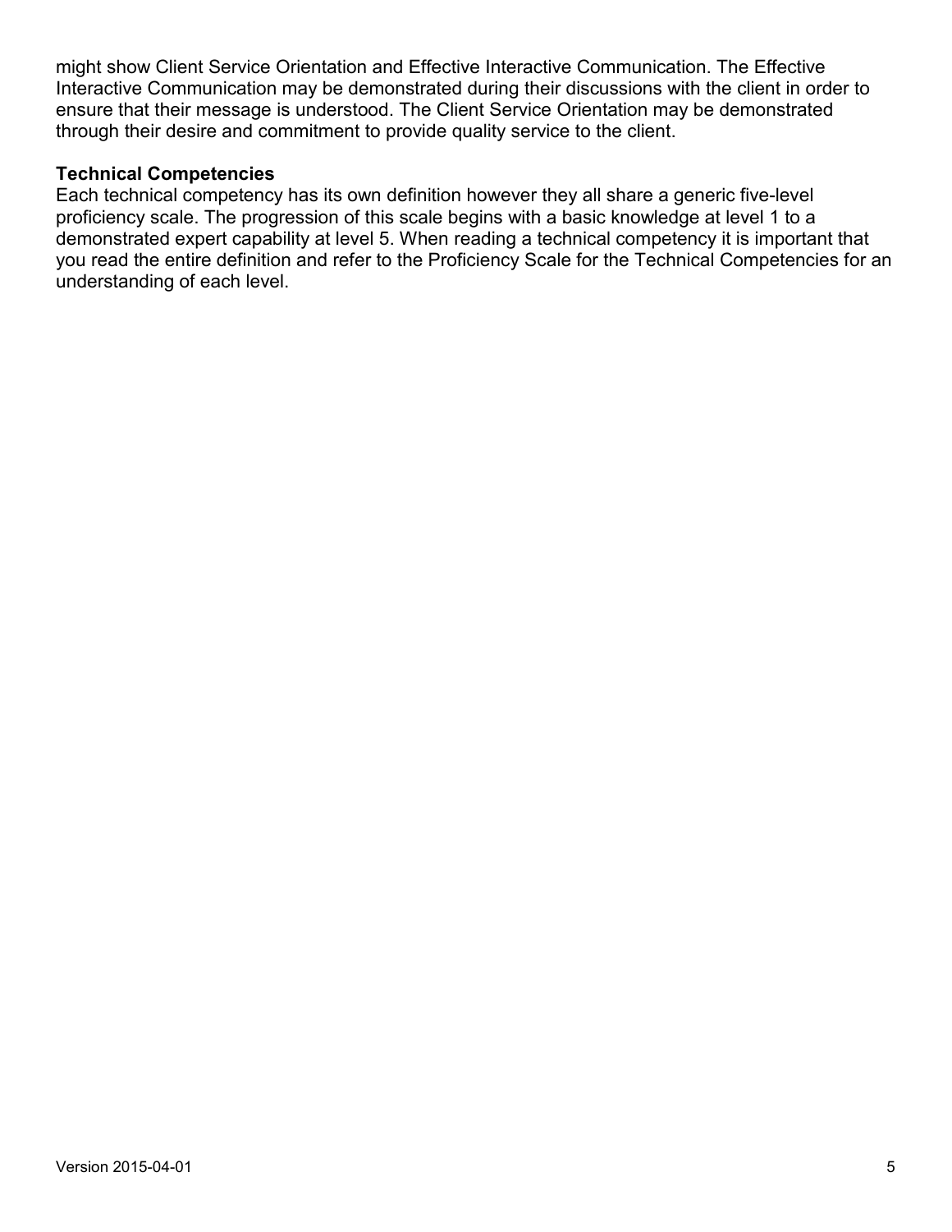might show Client Service Orientation and Effective Interactive Communication. The Effective Interactive Communication may be demonstrated during their discussions with the client in order to ensure that their message is understood. The Client Service Orientation may be demonstrated through their desire and commitment to provide quality service to the client.

**Technical Competencies**

Each technical competency has its own definition however they all share a generic five-level proficiency scale. The progression of this scale begins with a basic knowledge at level 1 to a demonstrated expert capability at level 5. When reading a technical competency it is important that you read the entire definition and refer to the Proficiency Scale for the Technical Competencies for an understanding of each level.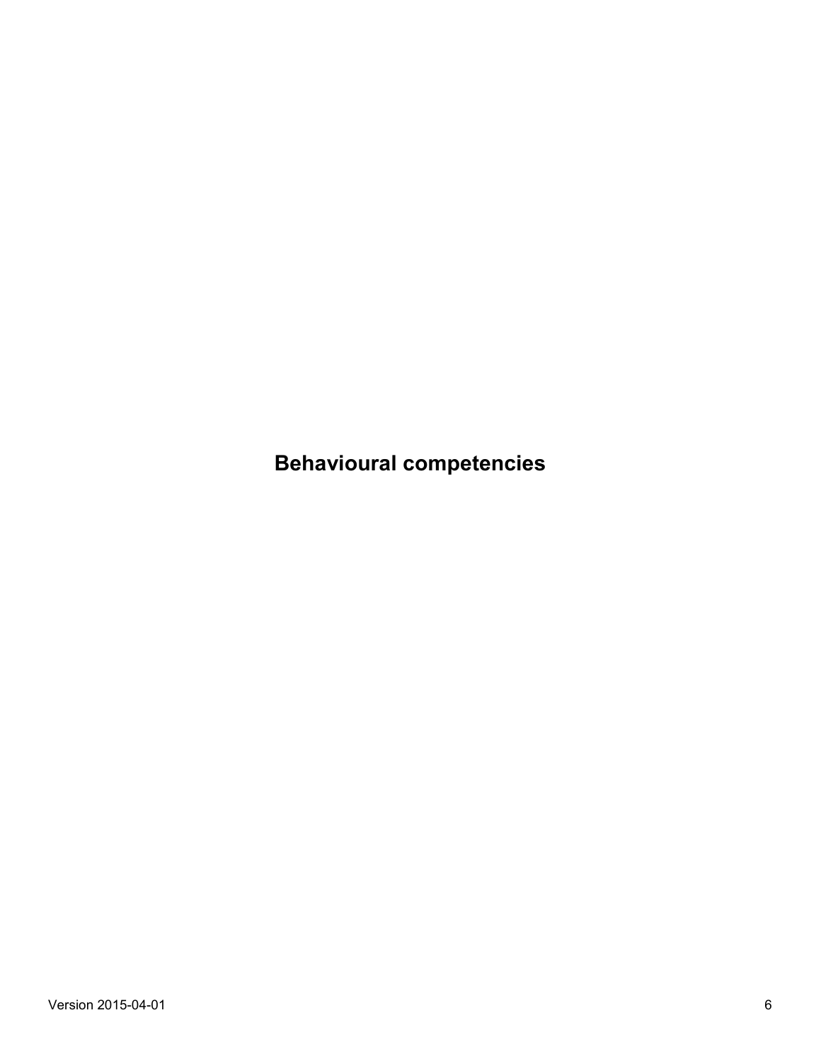# Behavioural competencies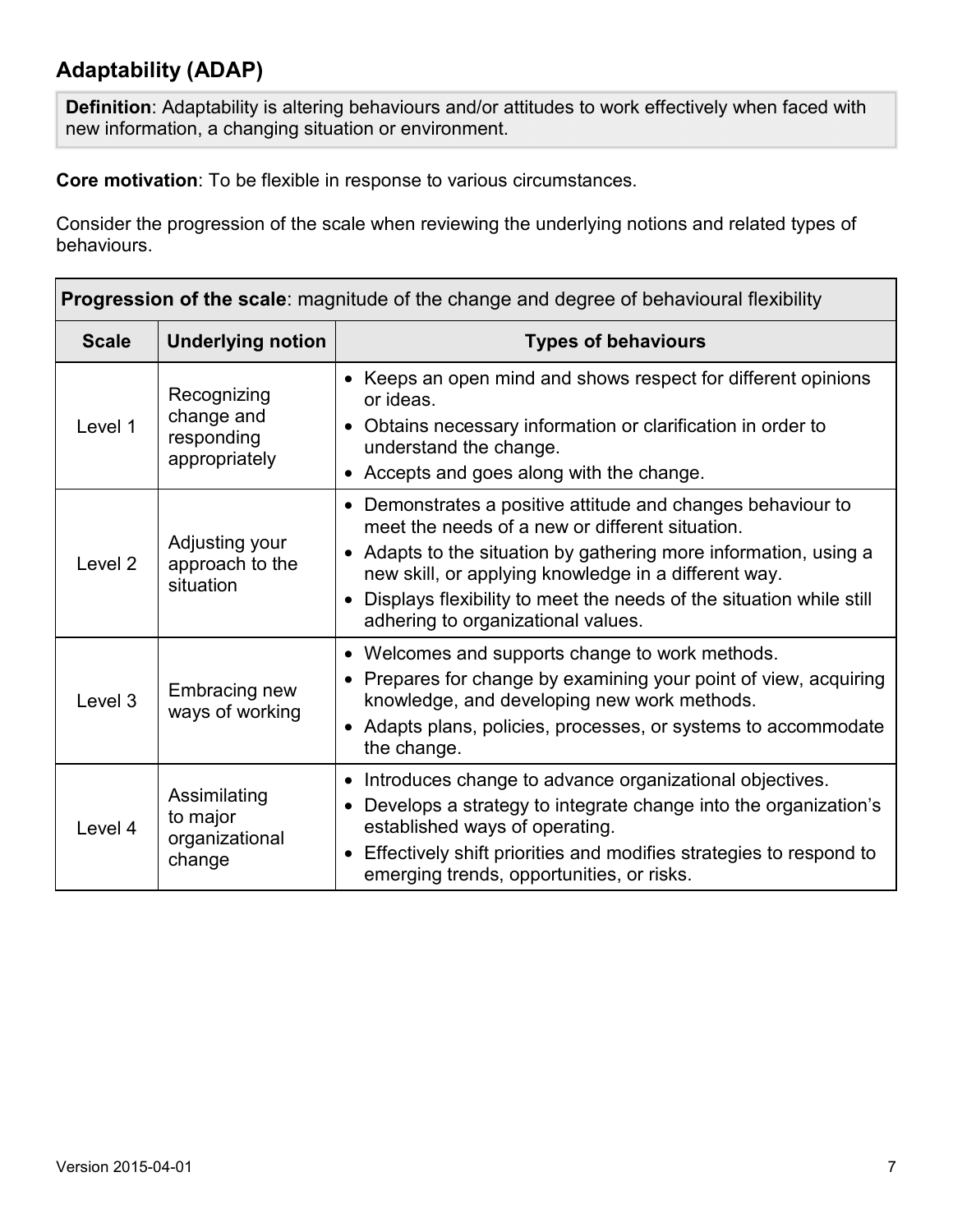## Adaptability (ADAP)

**Definition**: Adaptability is altering behaviours and/or attitudes to work effectively when faced with new information, a changing situation or environment.

**Core motivation**: To be flexible in response to various circumstances.

Consider the progression of the scale when reviewing the underlying notions and related types of behaviours.

| **Progression of the scale**: magnitude of the change and degree of behavioural flexibility | | |
|---|---|---|
| **Scale** | **Underlying notion** | **Types of behaviours** |
| Level 1 | Recognizing change and responding appropriately | • Keeps an open mind and shows respect for different opinions or ideas.<br>• Obtains necessary information or clarification in order to understand the change.<br>• Accepts and goes along with the change. |
| Level 2 | Adjusting your approach to the situation | • Demonstrates a positive attitude and changes behaviour to meet the needs of a new or different situation.<br>• Adapts to the situation by gathering more information, using a new skill, or applying knowledge in a different way.<br>• Displays flexibility to meet the needs of the situation while still adhering to organizational values. |
| Level 3 | Embracing new ways of working | • Welcomes and supports change to work methods.<br>• Prepares for change by examining your point of view, acquiring knowledge, and developing new work methods.<br>• Adapts plans, policies, processes, or systems to accommodate the change. |
| Level 4 | Assimilating to major organizational change | • Introduces change to advance organizational objectives.<br>• Develops a strategy to integrate change into the organization's established ways of operating.<br>• Effectively shift priorities and modifies strategies to respond to emerging trends, opportunities, or risks. |

Version 2015-04-01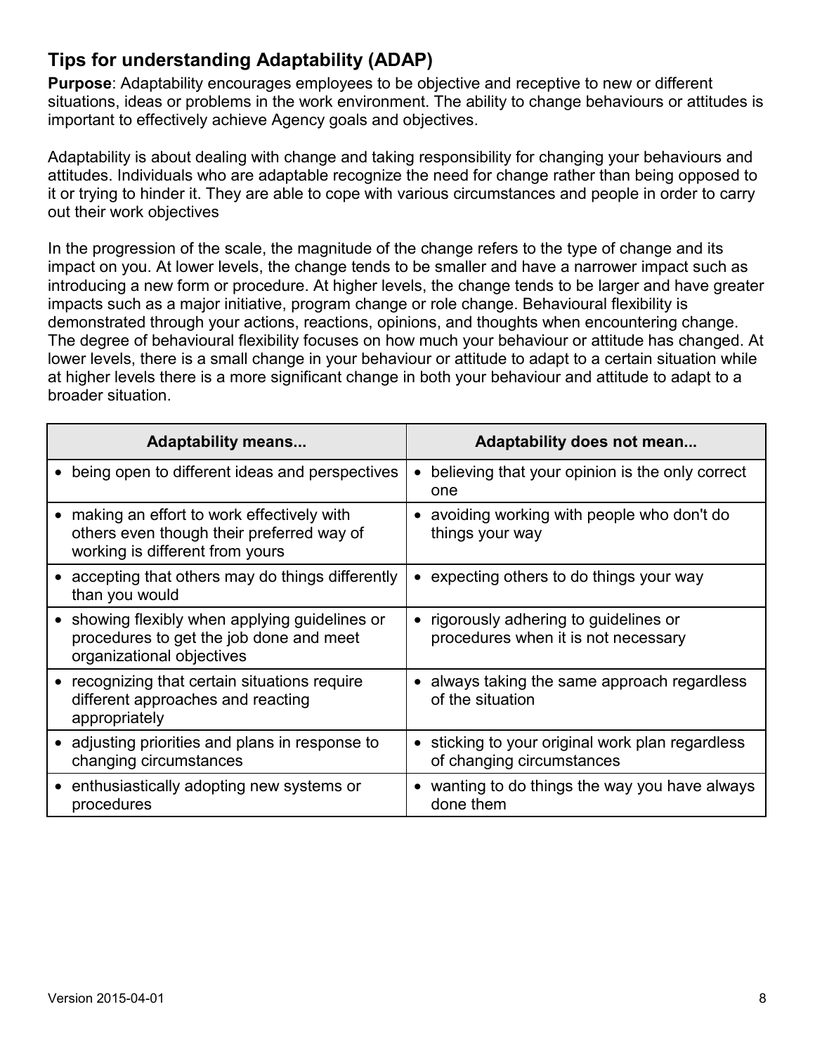## Tips for understanding Adaptability (ADAP)

**Purpose**: Adaptability encourages employees to be objective and receptive to new or different situations, ideas or problems in the work environment. The ability to change behaviours or attitudes is important to effectively achieve Agency goals and objectives.

Adaptability is about dealing with change and taking responsibility for changing your behaviours and attitudes. Individuals who are adaptable recognize the need for change rather than being opposed to it or trying to hinder it. They are able to cope with various circumstances and people in order to carry out their work objectives

In the progression of the scale, the magnitude of the change refers to the type of change and its impact on you. At lower levels, the change tends to be smaller and have a narrower impact such as introducing a new form or procedure. At higher levels, the change tends to be larger and have greater impacts such as a major initiative, program change or role change. Behavioural flexibility is demonstrated through your actions, reactions, opinions, and thoughts when encountering change. The degree of behavioural flexibility focuses on how much your behaviour or attitude has changed. At lower levels, there is a small change in your behaviour or attitude to adapt to a certain situation while at higher levels there is a more significant change in both your behaviour and attitude to adapt to a broader situation.

| Adaptability means... | Adaptability does not mean... |
| --- | --- |
| • being open to different ideas and perspectives | • believing that your opinion is the only correct one |
| • making an effort to work effectively with others even though their preferred way of working is different from yours | • avoiding working with people who don't do things your way |
| • accepting that others may do things differently than you would | • expecting others to do things your way |
| • showing flexibly when applying guidelines or procedures to get the job done and meet organizational objectives | • rigorously adhering to guidelines or procedures when it is not necessary |
| • recognizing that certain situations require different approaches and reacting appropriately | • always taking the same approach regardless of the situation |
| • adjusting priorities and plans in response to changing circumstances | • sticking to your original work plan regardless of changing circumstances |
| • enthusiastically adopting new systems or procedures | • wanting to do things the way you have always done them |

Version 2015-04-01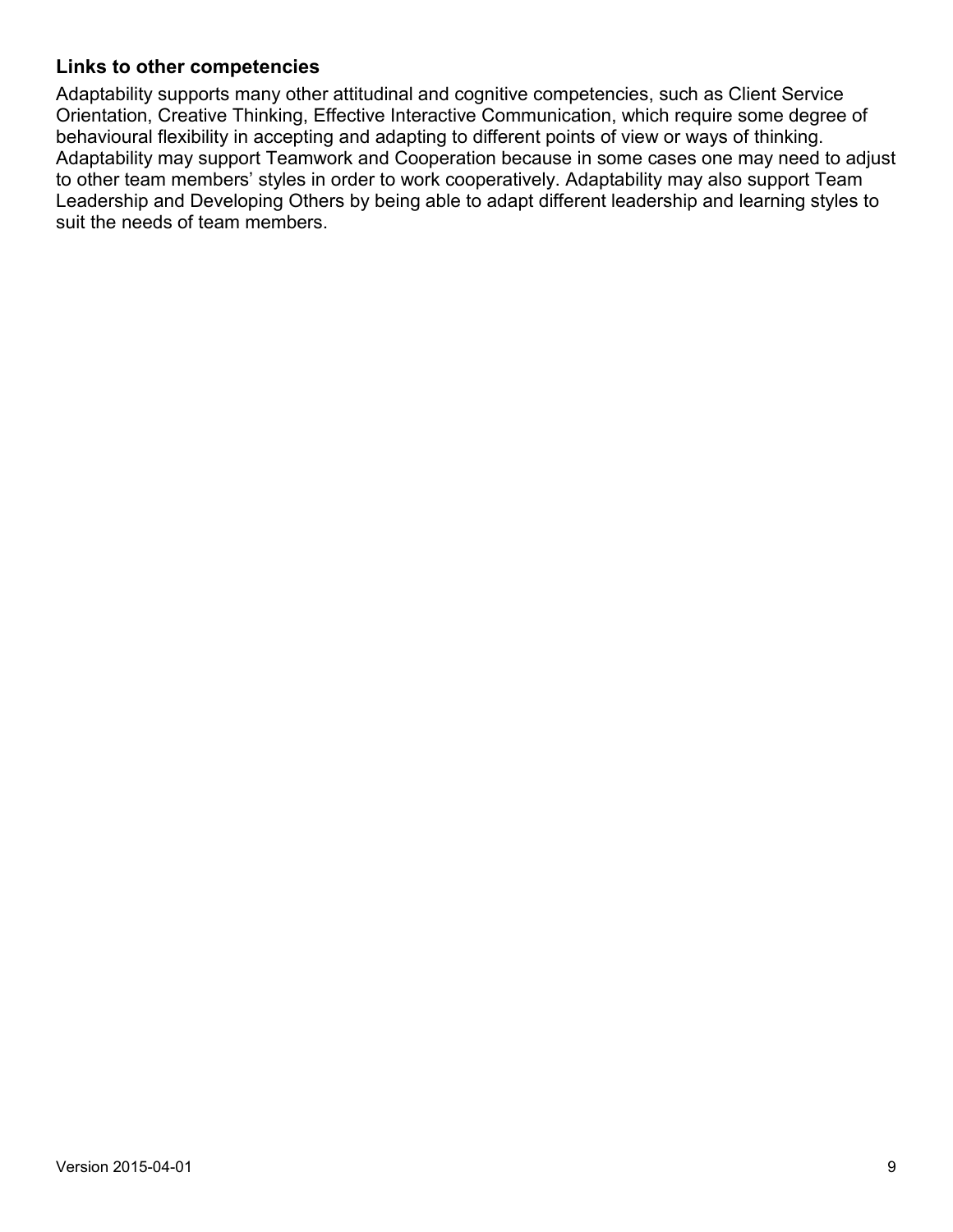### Links to other competencies

Adaptability supports many other attitudinal and cognitive competencies, such as Client Service Orientation, Creative Thinking, Effective Interactive Communication, which require some degree of behavioural flexibility in accepting and adapting to different points of view or ways of thinking. Adaptability may support Teamwork and Cooperation because in some cases one may need to adjust to other team members' styles in order to work cooperatively. Adaptability may also support Team Leadership and Developing Others by being able to adapt different leadership and learning styles to suit the needs of team members.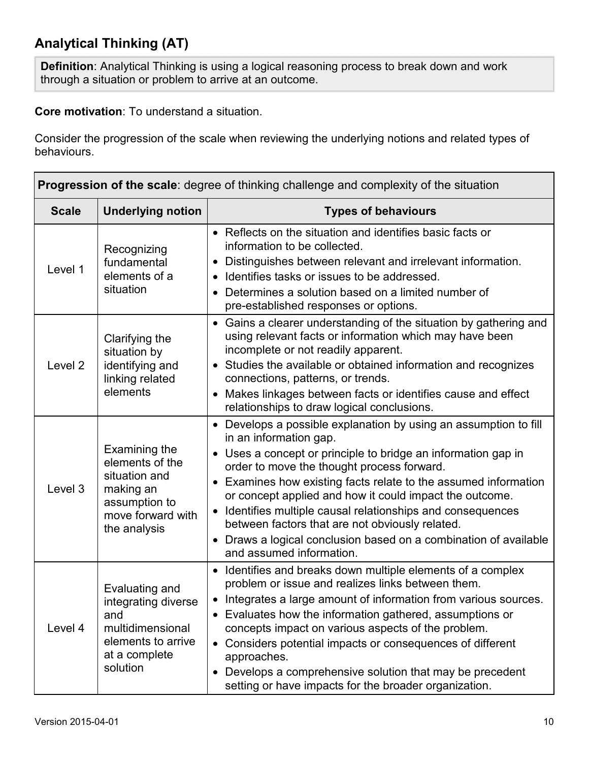## Analytical Thinking (AT)

**Definition**: Analytical Thinking is using a logical reasoning process to break down and work through a situation or problem to arrive at an outcome.

**Core motivation**: To understand a situation.

Consider the progression of the scale when reviewing the underlying notions and related types of behaviours.

| **Progression of the scale**: degree of thinking challenge and complexity of the situation | | |
|---|---|---|
| **Scale** | **Underlying notion** | **Types of behaviours** |
| Level 1 | Recognizing fundamental elements of a situation | • Reflects on the situation and identifies basic facts or information to be collected.<br>• Distinguishes between relevant and irrelevant information.<br>• Identifies tasks or issues to be addressed.<br>• Determines a solution based on a limited number of pre-established responses or options. |
| Level 2 | Clarifying the situation by identifying and linking related elements | • Gains a clearer understanding of the situation by gathering and using relevant facts or information which may have been incomplete or not readily apparent.<br>• Studies the available or obtained information and recognizes connections, patterns, or trends.<br>• Makes linkages between facts or identifies cause and effect relationships to draw logical conclusions. |
| Level 3 | Examining the elements of the situation and making an assumption to move forward with the analysis | • Develops a possible explanation by using an assumption to fill in an information gap.<br>• Uses a concept or principle to bridge an information gap in order to move the thought process forward.<br>• Examines how existing facts relate to the assumed information or concept applied and how it could impact the outcome.<br>• Identifies multiple causal relationships and consequences between factors that are not obviously related.<br>• Draws a logical conclusion based on a combination of available and assumed information. |
| Level 4 | Evaluating and integrating diverse and multidimensional elements to arrive at a complete solution | • Identifies and breaks down multiple elements of a complex problem or issue and realizes links between them.<br>• Integrates a large amount of information from various sources.<br>• Evaluates how the information gathered, assumptions or concepts impact on various aspects of the problem.<br>• Considers potential impacts or consequences of different approaches.<br>• Develops a comprehensive solution that may be precedent setting or have impacts for the broader organization. |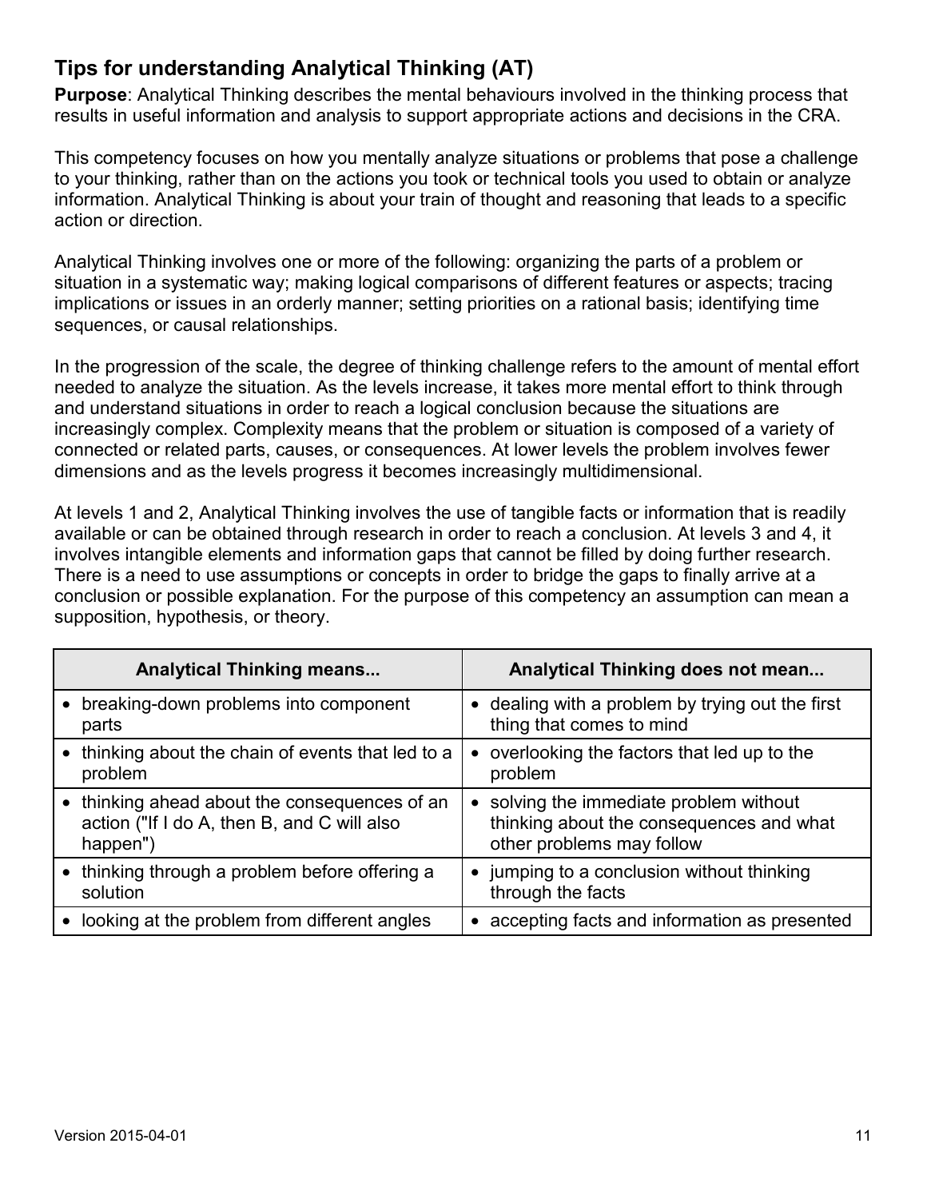## Tips for understanding Analytical Thinking (AT)

**Purpose**: Analytical Thinking describes the mental behaviours involved in the thinking process that results in useful information and analysis to support appropriate actions and decisions in the CRA.

This competency focuses on how you mentally analyze situations or problems that pose a challenge to your thinking, rather than on the actions you took or technical tools you used to obtain or analyze information. Analytical Thinking is about your train of thought and reasoning that leads to a specific action or direction.

Analytical Thinking involves one or more of the following: organizing the parts of a problem or situation in a systematic way; making logical comparisons of different features or aspects; tracing implications or issues in an orderly manner; setting priorities on a rational basis; identifying time sequences, or causal relationships.

In the progression of the scale, the degree of thinking challenge refers to the amount of mental effort needed to analyze the situation. As the levels increase, it takes more mental effort to think through and understand situations in order to reach a logical conclusion because the situations are increasingly complex. Complexity means that the problem or situation is composed of a variety of connected or related parts, causes, or consequences. At lower levels the problem involves fewer dimensions and as the levels progress it becomes increasingly multidimensional.

At levels 1 and 2, Analytical Thinking involves the use of tangible facts or information that is readily available or can be obtained through research in order to reach a conclusion. At levels 3 and 4, it involves intangible elements and information gaps that cannot be filled by doing further research. There is a need to use assumptions or concepts in order to bridge the gaps to finally arrive at a conclusion or possible explanation. For the purpose of this competency an assumption can mean a supposition, hypothesis, or theory.

| Analytical Thinking means... | Analytical Thinking does not mean... |
|---|---|
| • breaking-down problems into component parts | • dealing with a problem by trying out the first thing that comes to mind |
| • thinking about the chain of events that led to a problem | • overlooking the factors that led up to the problem |
| • thinking ahead about the consequences of an action ("If I do A, then B, and C will also happen") | • solving the immediate problem without thinking about the consequences and what other problems may follow |
| • thinking through a problem before offering a solution | • jumping to a conclusion without thinking through the facts |
| • looking at the problem from different angles | • accepting facts and information as presented |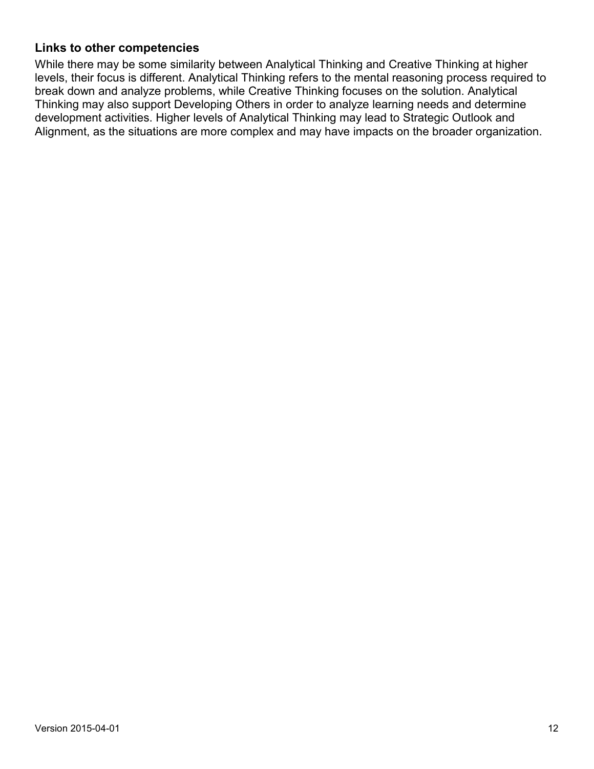### Links to other competencies

While there may be some similarity between Analytical Thinking and Creative Thinking at higher levels, their focus is different. Analytical Thinking refers to the mental reasoning process required to break down and analyze problems, while Creative Thinking focuses on the solution. Analytical Thinking may also support Developing Others in order to analyze learning needs and determine development activities. Higher levels of Analytical Thinking may lead to Strategic Outlook and Alignment, as the situations are more complex and may have impacts on the broader organization.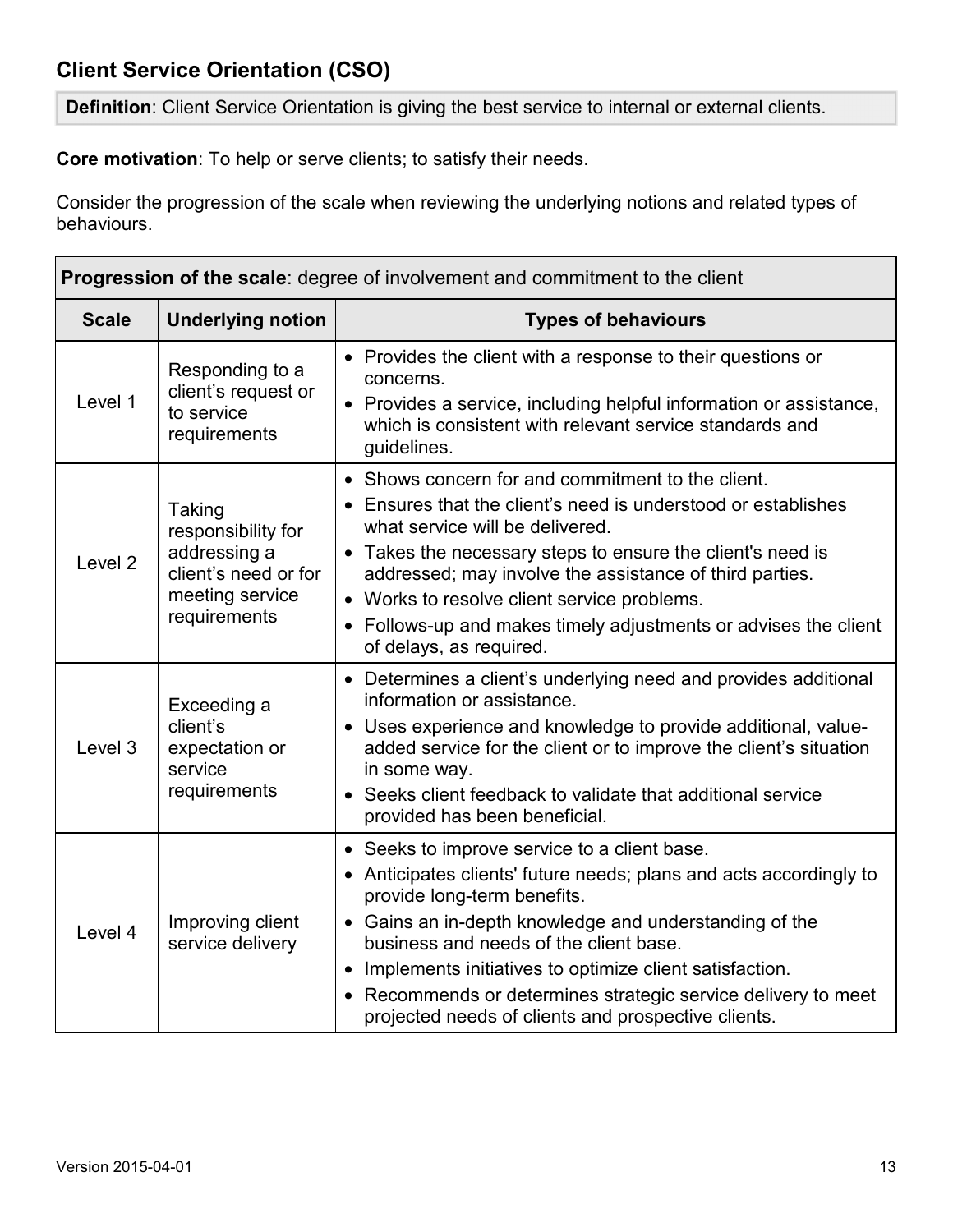## Client Service Orientation (CSO)

**Definition**: Client Service Orientation is giving the best service to internal or external clients.

**Core motivation**: To help or serve clients; to satisfy their needs.

Consider the progression of the scale when reviewing the underlying notions and related types of behaviours.

| **Progression of the scale**: degree of involvement and commitment to the client | | |
|---|---|---|
| **Scale** | **Underlying notion** | **Types of behaviours** |
| Level 1 | Responding to a client's request or to service requirements | • Provides the client with a response to their questions or concerns.<br>• Provides a service, including helpful information or assistance, which is consistent with relevant service standards and guidelines. |
| Level 2 | Taking responsibility for addressing a client's need or for meeting service requirements | • Shows concern for and commitment to the client.<br>• Ensures that the client's need is understood or establishes what service will be delivered.<br>• Takes the necessary steps to ensure the client's need is addressed; may involve the assistance of third parties.<br>• Works to resolve client service problems.<br>• Follows-up and makes timely adjustments or advises the client of delays, as required. |
| Level 3 | Exceeding a client's expectation or service requirements | • Determines a client's underlying need and provides additional information or assistance.<br>• Uses experience and knowledge to provide additional, value-added service for the client or to improve the client's situation in some way.<br>• Seeks client feedback to validate that additional service provided has been beneficial. |
| Level 4 | Improving client service delivery | • Seeks to improve service to a client base.<br>• Anticipates clients' future needs; plans and acts accordingly to provide long-term benefits.<br>• Gains an in-depth knowledge and understanding of the business and needs of the client base.<br>• Implements initiatives to optimize client satisfaction.<br>• Recommends or determines strategic service delivery to meet projected needs of clients and prospective clients. |

Version 2015-04-01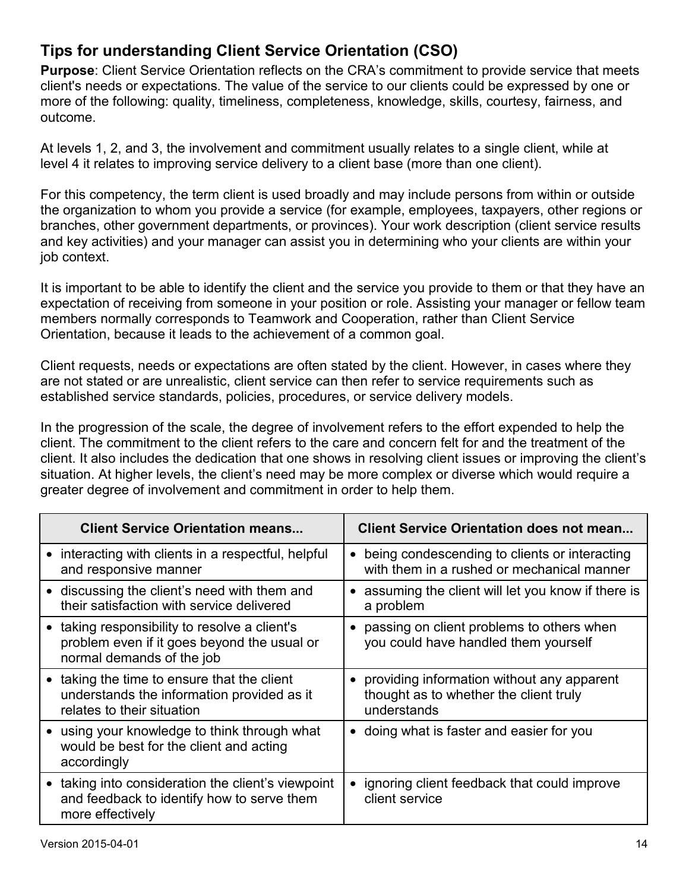## Tips for understanding Client Service Orientation (CSO)

**Purpose**: Client Service Orientation reflects on the CRA's commitment to provide service that meets client's needs or expectations. The value of the service to our clients could be expressed by one or more of the following: quality, timeliness, completeness, knowledge, skills, courtesy, fairness, and outcome.

At levels 1, 2, and 3, the involvement and commitment usually relates to a single client, while at level 4 it relates to improving service delivery to a client base (more than one client).

For this competency, the term client is used broadly and may include persons from within or outside the organization to whom you provide a service (for example, employees, taxpayers, other regions or branches, other government departments, or provinces). Your work description (client service results and key activities) and your manager can assist you in determining who your clients are within your job context.

It is important to be able to identify the client and the service you provide to them or that they have an expectation of receiving from someone in your position or role. Assisting your manager or fellow team members normally corresponds to Teamwork and Cooperation, rather than Client Service Orientation, because it leads to the achievement of a common goal.

Client requests, needs or expectations are often stated by the client. However, in cases where they are not stated or are unrealistic, client service can then refer to service requirements such as established service standards, policies, procedures, or service delivery models.

In the progression of the scale, the degree of involvement refers to the effort expended to help the client. The commitment to the client refers to the care and concern felt for and the treatment of the client. It also includes the dedication that one shows in resolving client issues or improving the client's situation. At higher levels, the client's need may be more complex or diverse which would require a greater degree of involvement and commitment in order to help them.

| Client Service Orientation means... | Client Service Orientation does not mean... |
|---|---|
| • interacting with clients in a respectful, helpful and responsive manner | • being condescending to clients or interacting with them in a rushed or mechanical manner |
| • discussing the client's need with them and their satisfaction with service delivered | • assuming the client will let you know if there is a problem |
| • taking responsibility to resolve a client's problem even if it goes beyond the usual or normal demands of the job | • passing on client problems to others when you could have handled them yourself |
| • taking the time to ensure that the client understands the information provided as it relates to their situation | • providing information without any apparent thought as to whether the client truly understands |
| • using your knowledge to think through what would be best for the client and acting accordingly | • doing what is faster and easier for you |
| • taking into consideration the client's viewpoint and feedback to identify how to serve them more effectively | • ignoring client feedback that could improve client service |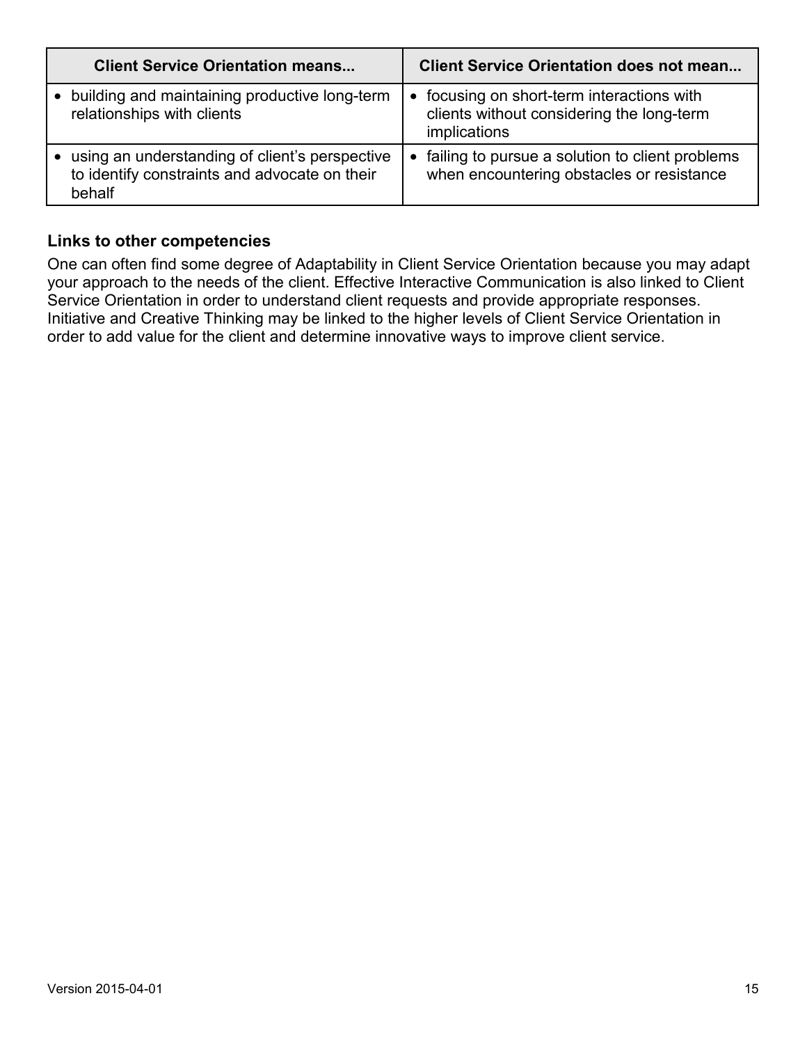| Client Service Orientation means... | Client Service Orientation does not mean... |
| --- | --- |
| • building and maintaining productive long-term relationships with clients | • focusing on short-term interactions with clients without considering the long-term implications |
| • using an understanding of client's perspective to identify constraints and advocate on their behalf | • failing to pursue a solution to client problems when encountering obstacles or resistance |

### Links to other competencies

One can often find some degree of Adaptability in Client Service Orientation because you may adapt your approach to the needs of the client. Effective Interactive Communication is also linked to Client Service Orientation in order to understand client requests and provide appropriate responses. Initiative and Creative Thinking may be linked to the higher levels of Client Service Orientation in order to add value for the client and determine innovative ways to improve client service.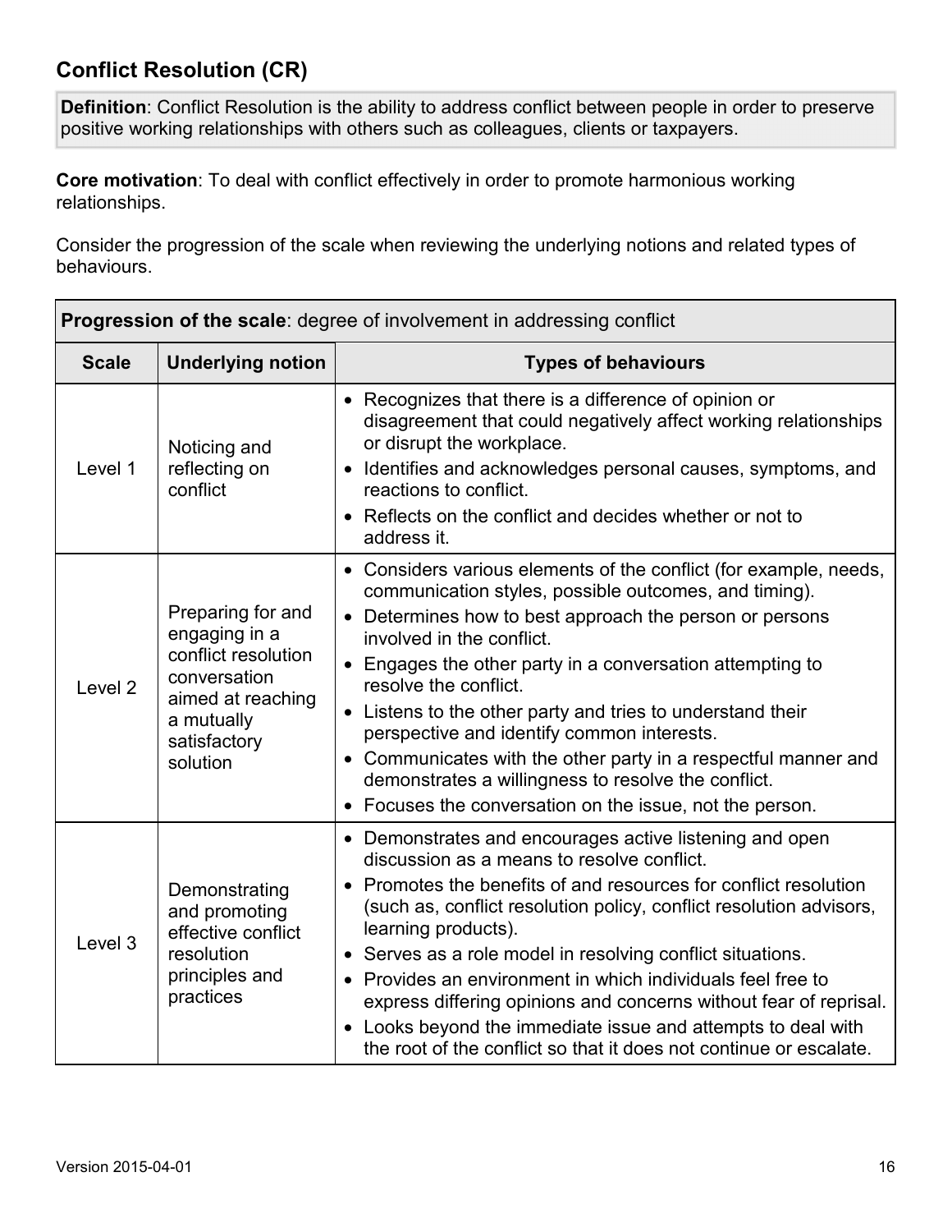## Conflict Resolution (CR)

**Definition**: Conflict Resolution is the ability to address conflict between people in order to preserve positive working relationships with others such as colleagues, clients or taxpayers.

**Core motivation**: To deal with conflict effectively in order to promote harmonious working relationships.

Consider the progression of the scale when reviewing the underlying notions and related types of behaviours.

| **Progression of the scale**: degree of involvement in addressing conflict | | |
|---|---|---|
| **Scale** | **Underlying notion** | **Types of behaviours** |
| Level 1 | Noticing and reflecting on conflict | • Recognizes that there is a difference of opinion or disagreement that could negatively affect working relationships or disrupt the workplace.<br>• Identifies and acknowledges personal causes, symptoms, and reactions to conflict.<br>• Reflects on the conflict and decides whether or not to address it. |
| Level 2 | Preparing for and engaging in a conflict resolution conversation aimed at reaching a mutually satisfactory solution | • Considers various elements of the conflict (for example, needs, communication styles, possible outcomes, and timing).<br>• Determines how to best approach the person or persons involved in the conflict.<br>• Engages the other party in a conversation attempting to resolve the conflict.<br>• Listens to the other party and tries to understand their perspective and identify common interests.<br>• Communicates with the other party in a respectful manner and demonstrates a willingness to resolve the conflict.<br>• Focuses the conversation on the issue, not the person. |
| Level 3 | Demonstrating and promoting effective conflict resolution principles and practices | • Demonstrates and encourages active listening and open discussion as a means to resolve conflict.<br>• Promotes the benefits of and resources for conflict resolution (such as, conflict resolution policy, conflict resolution advisors, learning products).<br>• Serves as a role model in resolving conflict situations.<br>• Provides an environment in which individuals feel free to express differing opinions and concerns without fear of reprisal.<br>• Looks beyond the immediate issue and attempts to deal with the root of the conflict so that it does not continue or escalate. |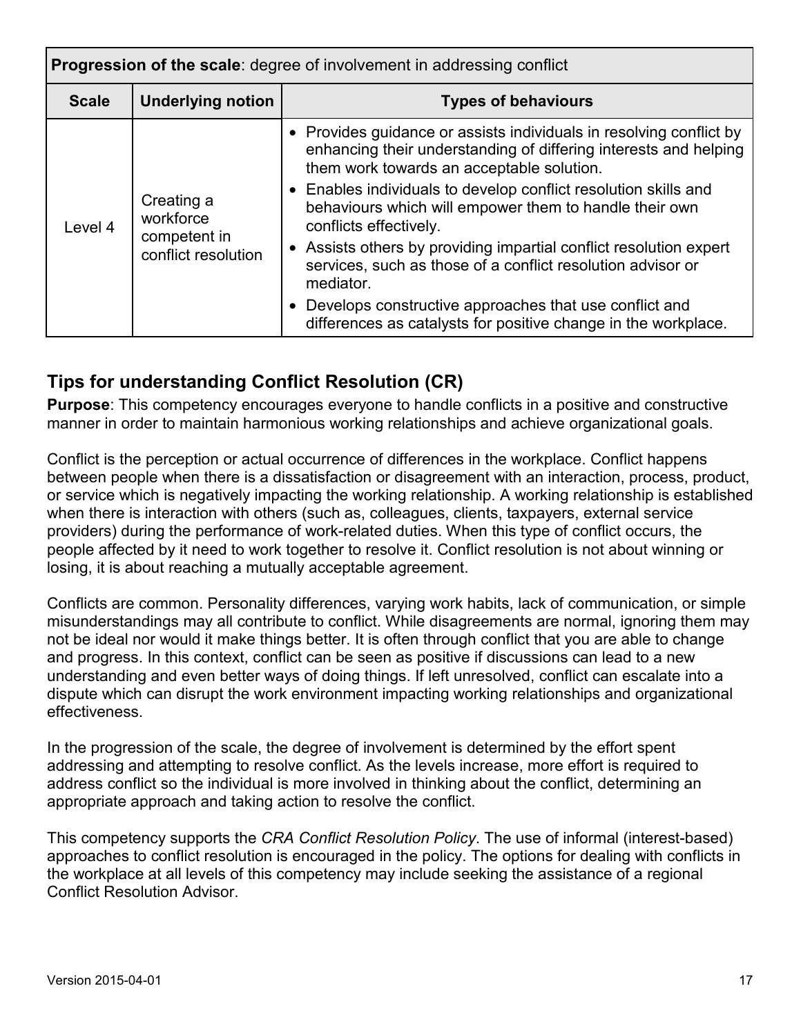| **Progression of the scale**: degree of involvement in addressing conflict | | |
|---|---|---|
| **Scale** | **Underlying notion** | **Types of behaviours** |
| Level 4 | Creating a workforce competent in conflict resolution | • Provides guidance or assists individuals in resolving conflict by enhancing their understanding of differing interests and helping them work towards an acceptable solution.<br>• Enables individuals to develop conflict resolution skills and behaviours which will empower them to handle their own conflicts effectively.<br>• Assists others by providing impartial conflict resolution expert services, such as those of a conflict resolution advisor or mediator.<br>• Develops constructive approaches that use conflict and differences as catalysts for positive change in the workplace. |

## Tips for understanding Conflict Resolution (CR)

**Purpose**: This competency encourages everyone to handle conflicts in a positive and constructive manner in order to maintain harmonious working relationships and achieve organizational goals.

Conflict is the perception or actual occurrence of differences in the workplace. Conflict happens between people when there is a dissatisfaction or disagreement with an interaction, process, product, or service which is negatively impacting the working relationship. A working relationship is established when there is interaction with others (such as, colleagues, clients, taxpayers, external service providers) during the performance of work-related duties. When this type of conflict occurs, the people affected by it need to work together to resolve it. Conflict resolution is not about winning or losing, it is about reaching a mutually acceptable agreement.

Conflicts are common. Personality differences, varying work habits, lack of communication, or simple misunderstandings may all contribute to conflict. While disagreements are normal, ignoring them may not be ideal nor would it make things better. It is often through conflict that you are able to change and progress. In this context, conflict can be seen as positive if discussions can lead to a new understanding and even better ways of doing things. If left unresolved, conflict can escalate into a dispute which can disrupt the work environment impacting working relationships and organizational effectiveness.

In the progression of the scale, the degree of involvement is determined by the effort spent addressing and attempting to resolve conflict. As the levels increase, more effort is required to address conflict so the individual is more involved in thinking about the conflict, determining an appropriate approach and taking action to resolve the conflict.

This competency supports the *CRA Conflict Resolution Policy*. The use of informal (interest-based) approaches to conflict resolution is encouraged in the policy. The options for dealing with conflicts in the workplace at all levels of this competency may include seeking the assistance of a regional Conflict Resolution Advisor.

Version 2015-04-01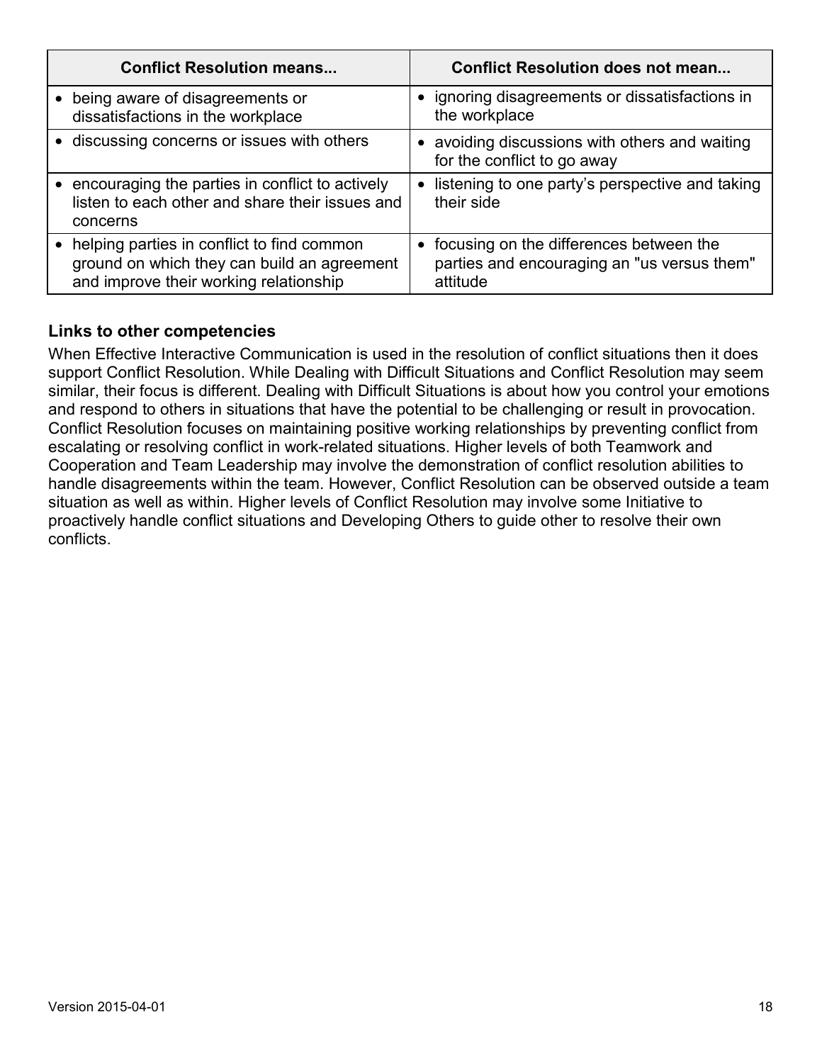| Conflict Resolution means... | Conflict Resolution does not mean... |
| --- | --- |
| • being aware of disagreements or dissatisfactions in the workplace | • ignoring disagreements or dissatisfactions in the workplace |
| • discussing concerns or issues with others | • avoiding discussions with others and waiting for the conflict to go away |
| • encouraging the parties in conflict to actively listen to each other and share their issues and concerns | • listening to one party's perspective and taking their side |
| • helping parties in conflict to find common ground on which they can build an agreement and improve their working relationship | • focusing on the differences between the parties and encouraging an "us versus them" attitude |

### Links to other competencies

When Effective Interactive Communication is used in the resolution of conflict situations then it does support Conflict Resolution. While Dealing with Difficult Situations and Conflict Resolution may seem similar, their focus is different. Dealing with Difficult Situations is about how you control your emotions and respond to others in situations that have the potential to be challenging or result in provocation. Conflict Resolution focuses on maintaining positive working relationships by preventing conflict from escalating or resolving conflict in work-related situations. Higher levels of both Teamwork and Cooperation and Team Leadership may involve the demonstration of conflict resolution abilities to handle disagreements within the team. However, Conflict Resolution can be observed outside a team situation as well as within. Higher levels of Conflict Resolution may involve some Initiative to proactively handle conflict situations and Developing Others to guide other to resolve their own conflicts.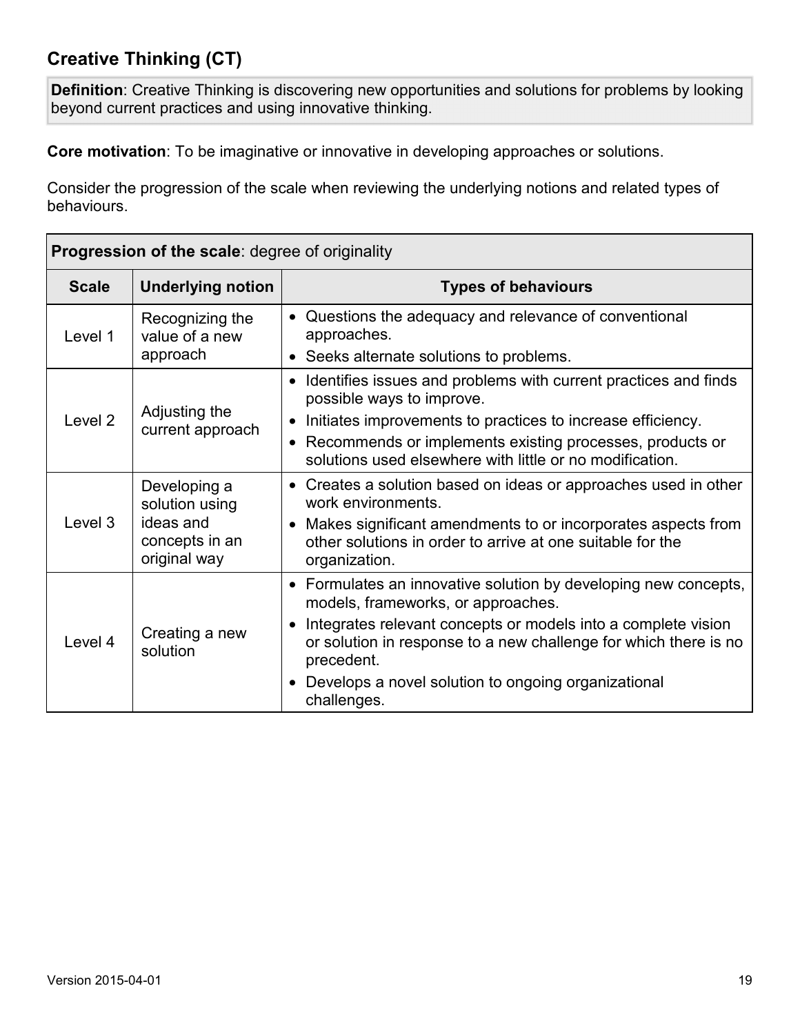## Creative Thinking (CT)

**Definition**: Creative Thinking is discovering new opportunities and solutions for problems by looking beyond current practices and using innovative thinking.

**Core motivation**: To be imaginative or innovative in developing approaches or solutions.

Consider the progression of the scale when reviewing the underlying notions and related types of behaviours.

| **Progression of the scale**: degree of originality | | |
|---|---|---|
| **Scale** | **Underlying notion** | **Types of behaviours** |
| Level 1 | Recognizing the value of a new approach | • Questions the adequacy and relevance of conventional approaches.<br>• Seeks alternate solutions to problems. |
| Level 2 | Adjusting the current approach | • Identifies issues and problems with current practices and finds possible ways to improve.<br>• Initiates improvements to practices to increase efficiency.<br>• Recommends or implements existing processes, products or solutions used elsewhere with little or no modification. |
| Level 3 | Developing a solution using ideas and concepts in an original way | • Creates a solution based on ideas or approaches used in other work environments.<br>• Makes significant amendments to or incorporates aspects from other solutions in order to arrive at one suitable for the organization. |
| Level 4 | Creating a new solution | • Formulates an innovative solution by developing new concepts, models, frameworks, or approaches.<br>• Integrates relevant concepts or models into a complete vision or solution in response to a new challenge for which there is no precedent.<br>• Develops a novel solution to ongoing organizational challenges. |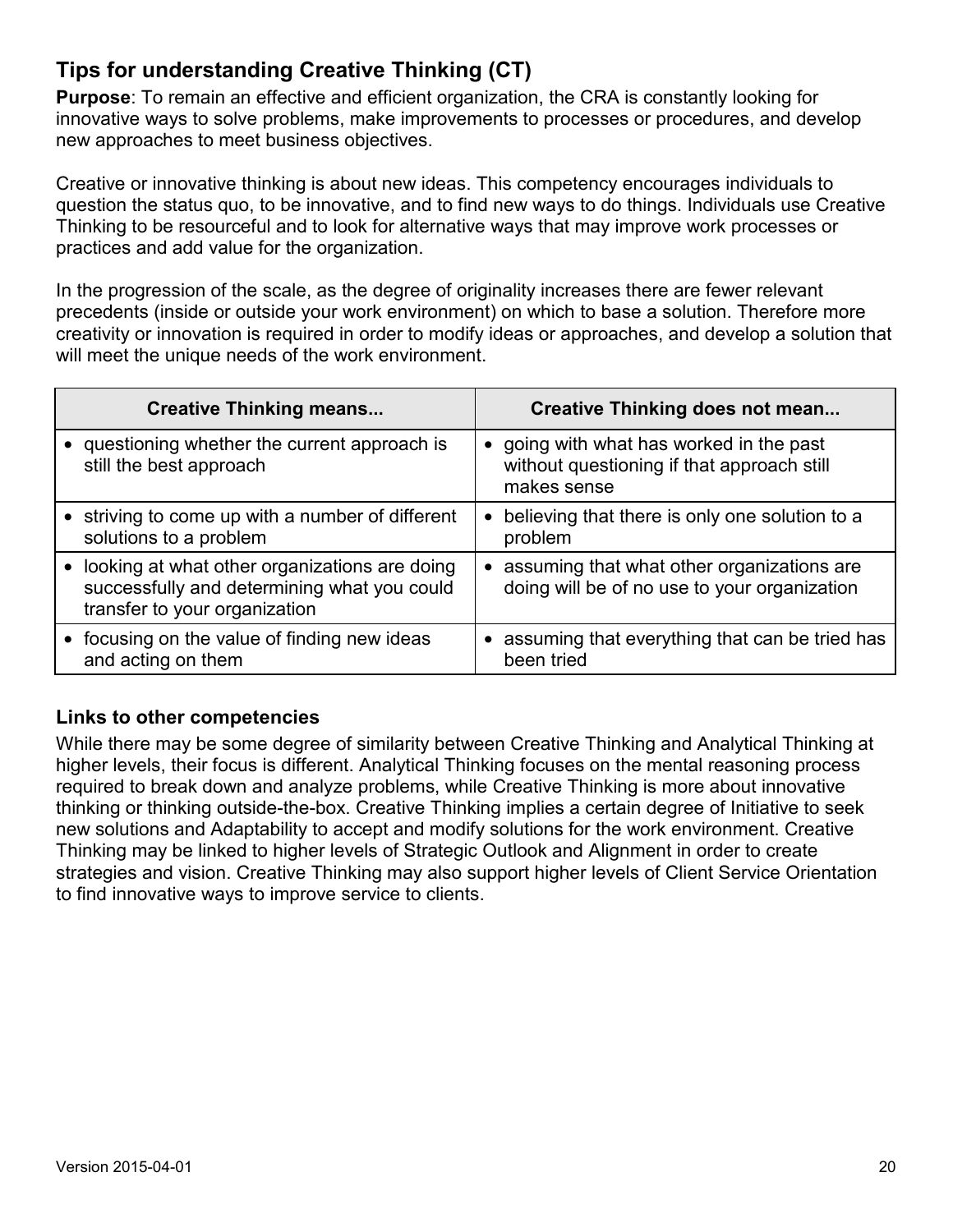## Tips for understanding Creative Thinking (CT)

**Purpose**: To remain an effective and efficient organization, the CRA is constantly looking for innovative ways to solve problems, make improvements to processes or procedures, and develop new approaches to meet business objectives.

Creative or innovative thinking is about new ideas. This competency encourages individuals to question the status quo, to be innovative, and to find new ways to do things. Individuals use Creative Thinking to be resourceful and to look for alternative ways that may improve work processes or practices and add value for the organization.

In the progression of the scale, as the degree of originality increases there are fewer relevant precedents (inside or outside your work environment) on which to base a solution. Therefore more creativity or innovation is required in order to modify ideas or approaches, and develop a solution that will meet the unique needs of the work environment.

| Creative Thinking means... | Creative Thinking does not mean... |
| --- | --- |
| • questioning whether the current approach is still the best approach | • going with what has worked in the past without questioning if that approach still makes sense |
| • striving to come up with a number of different solutions to a problem | • believing that there is only one solution to a problem |
| • looking at what other organizations are doing successfully and determining what you could transfer to your organization | • assuming that what other organizations are doing will be of no use to your organization |
| • focusing on the value of finding new ideas and acting on them | • assuming that everything that can be tried has been tried |

### Links to other competencies

While there may be some degree of similarity between Creative Thinking and Analytical Thinking at higher levels, their focus is different. Analytical Thinking focuses on the mental reasoning process required to break down and analyze problems, while Creative Thinking is more about innovative thinking or thinking outside-the-box. Creative Thinking implies a certain degree of Initiative to seek new solutions and Adaptability to accept and modify solutions for the work environment. Creative Thinking may be linked to higher levels of Strategic Outlook and Alignment in order to create strategies and vision. Creative Thinking may also support higher levels of Client Service Orientation to find innovative ways to improve service to clients.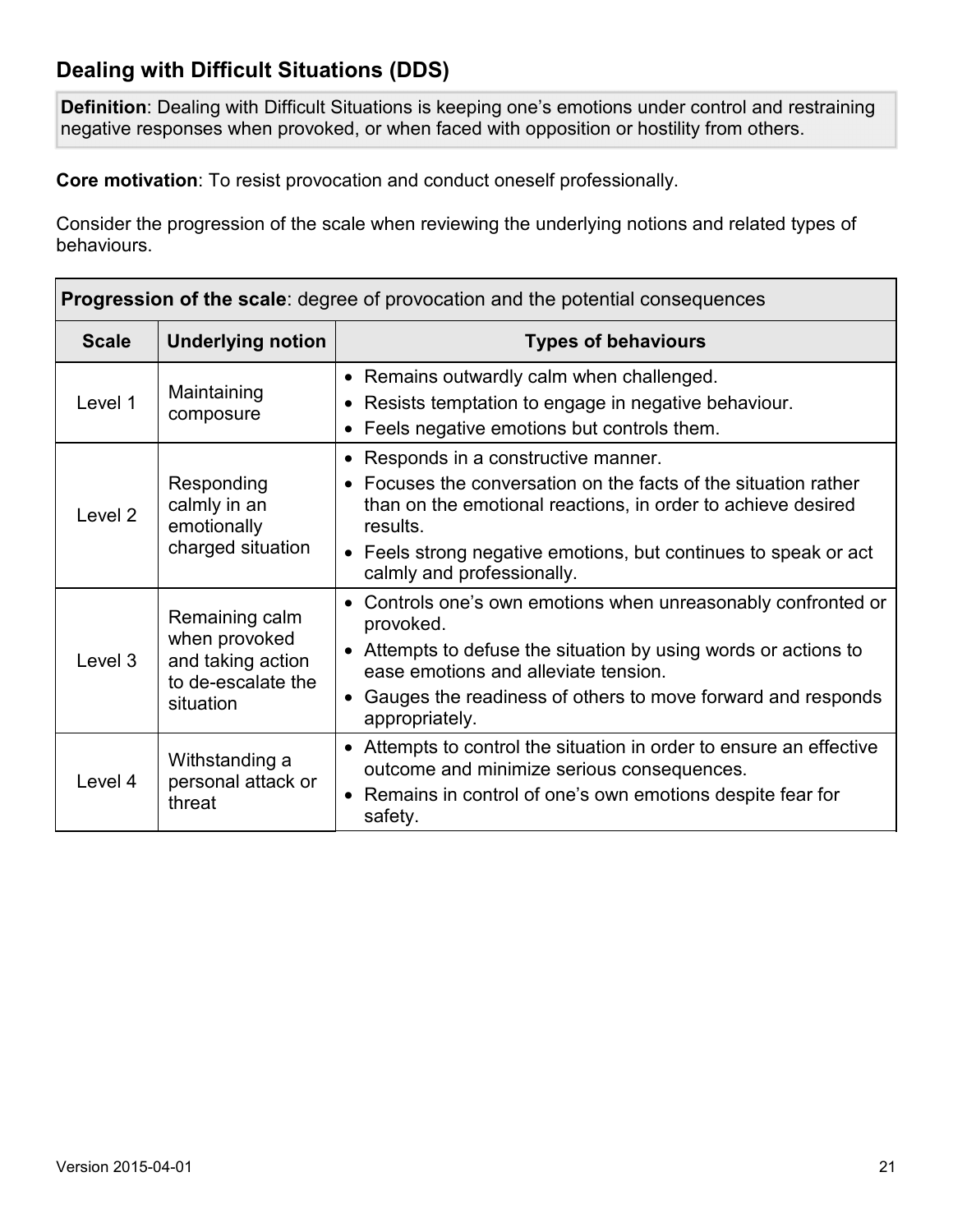## Dealing with Difficult Situations (DDS)

**Definition**: Dealing with Difficult Situations is keeping one's emotions under control and restraining negative responses when provoked, or when faced with opposition or hostility from others.

**Core motivation**: To resist provocation and conduct oneself professionally.

Consider the progression of the scale when reviewing the underlying notions and related types of behaviours.

| **Progression of the scale**: degree of provocation and the potential consequences | | |
|---|---|---|
| **Scale** | **Underlying notion** | **Types of behaviours** |
| Level 1 | Maintaining composure | • Remains outwardly calm when challenged.<br>• Resists temptation to engage in negative behaviour.<br>• Feels negative emotions but controls them. |
| Level 2 | Responding calmly in an emotionally charged situation | • Responds in a constructive manner.<br>• Focuses the conversation on the facts of the situation rather than on the emotional reactions, in order to achieve desired results.<br>• Feels strong negative emotions, but continues to speak or act calmly and professionally. |
| Level 3 | Remaining calm when provoked and taking action to de-escalate the situation | • Controls one's own emotions when unreasonably confronted or provoked.<br>• Attempts to defuse the situation by using words or actions to ease emotions and alleviate tension.<br>• Gauges the readiness of others to move forward and responds appropriately. |
| Level 4 | Withstanding a personal attack or threat | • Attempts to control the situation in order to ensure an effective outcome and minimize serious consequences.<br>• Remains in control of one's own emotions despite fear for safety. |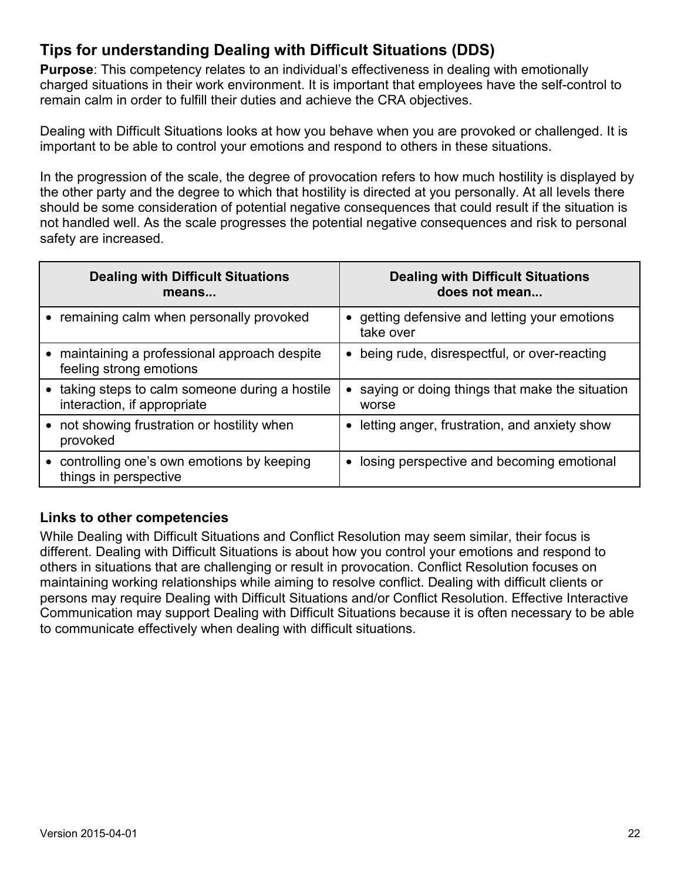## Tips for understanding Dealing with Difficult Situations (DDS)

**Purpose**: This competency relates to an individual's effectiveness in dealing with emotionally charged situations in their work environment. It is important that employees have the self-control to remain calm in order to fulfill their duties and achieve the CRA objectives.

Dealing with Difficult Situations looks at how you behave when you are provoked or challenged. It is important to be able to control your emotions and respond to others in these situations.

In the progression of the scale, the degree of provocation refers to how much hostility is displayed by the other party and the degree to which that hostility is directed at you personally. At all levels there should be some consideration of potential negative consequences that could result if the situation is not handled well. As the scale progresses the potential negative consequences and risk to personal safety are increased.

| Dealing with Difficult Situations means... | Dealing with Difficult Situations does not mean... |
|---|---|
| • remaining calm when personally provoked | • getting defensive and letting your emotions take over |
| • maintaining a professional approach despite feeling strong emotions | • being rude, disrespectful, or over-reacting |
| • taking steps to calm someone during a hostile interaction, if appropriate | • saying or doing things that make the situation worse |
| • not showing frustration or hostility when provoked | • letting anger, frustration, and anxiety show |
| • controlling one's own emotions by keeping things in perspective | • losing perspective and becoming emotional |

### Links to other competencies

While Dealing with Difficult Situations and Conflict Resolution may seem similar, their focus is different. Dealing with Difficult Situations is about how you control your emotions and respond to others in situations that are challenging or result in provocation. Conflict Resolution focuses on maintaining working relationships while aiming to resolve conflict. Dealing with difficult clients or persons may require Dealing with Difficult Situations and/or Conflict Resolution. Effective Interactive Communication may support Dealing with Difficult Situations because it is often necessary to be able to communicate effectively when dealing with difficult situations.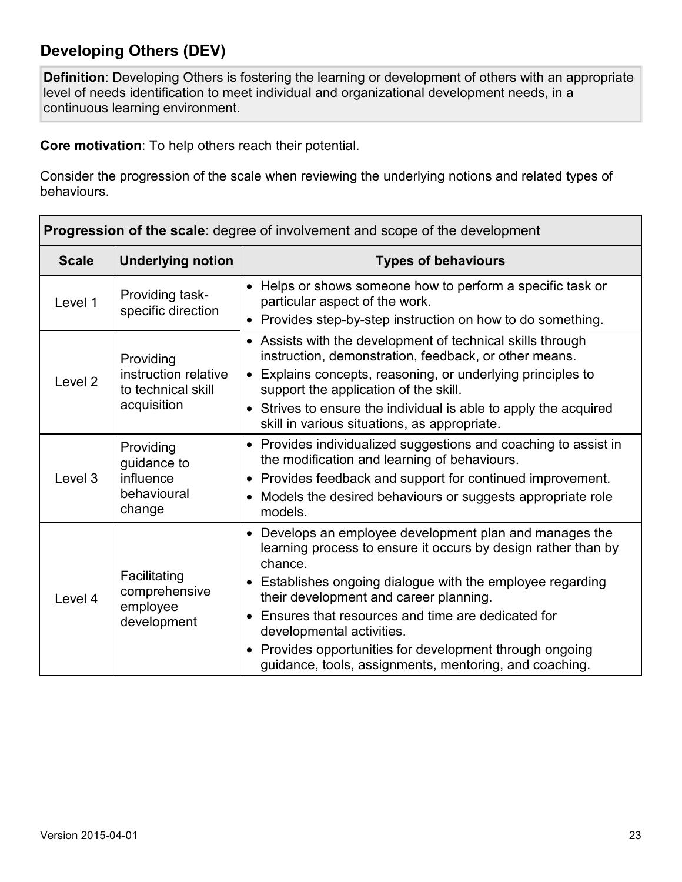## Developing Others (DEV)

**Definition**: Developing Others is fostering the learning or development of others with an appropriate level of needs identification to meet individual and organizational development needs, in a continuous learning environment.

**Core motivation**: To help others reach their potential.

Consider the progression of the scale when reviewing the underlying notions and related types of behaviours.

| **Progression of the scale**: degree of involvement and scope of the development | | |
|---|---|---|
| **Scale** | **Underlying notion** | **Types of behaviours** |
| Level 1 | Providing task-specific direction | • Helps or shows someone how to perform a specific task or particular aspect of the work.<br>• Provides step-by-step instruction on how to do something. |
| Level 2 | Providing instruction relative to technical skill acquisition | • Assists with the development of technical skills through instruction, demonstration, feedback, or other means.<br>• Explains concepts, reasoning, or underlying principles to support the application of the skill.<br>• Strives to ensure the individual is able to apply the acquired skill in various situations, as appropriate. |
| Level 3 | Providing guidance to influence behavioural change | • Provides individualized suggestions and coaching to assist in the modification and learning of behaviours.<br>• Provides feedback and support for continued improvement.<br>• Models the desired behaviours or suggests appropriate role models. |
| Level 4 | Facilitating comprehensive employee development | • Develops an employee development plan and manages the learning process to ensure it occurs by design rather than by chance.<br>• Establishes ongoing dialogue with the employee regarding their development and career planning.<br>• Ensures that resources and time are dedicated for developmental activities.<br>• Provides opportunities for development through ongoing guidance, tools, assignments, mentoring, and coaching. |

Version 2015-04-01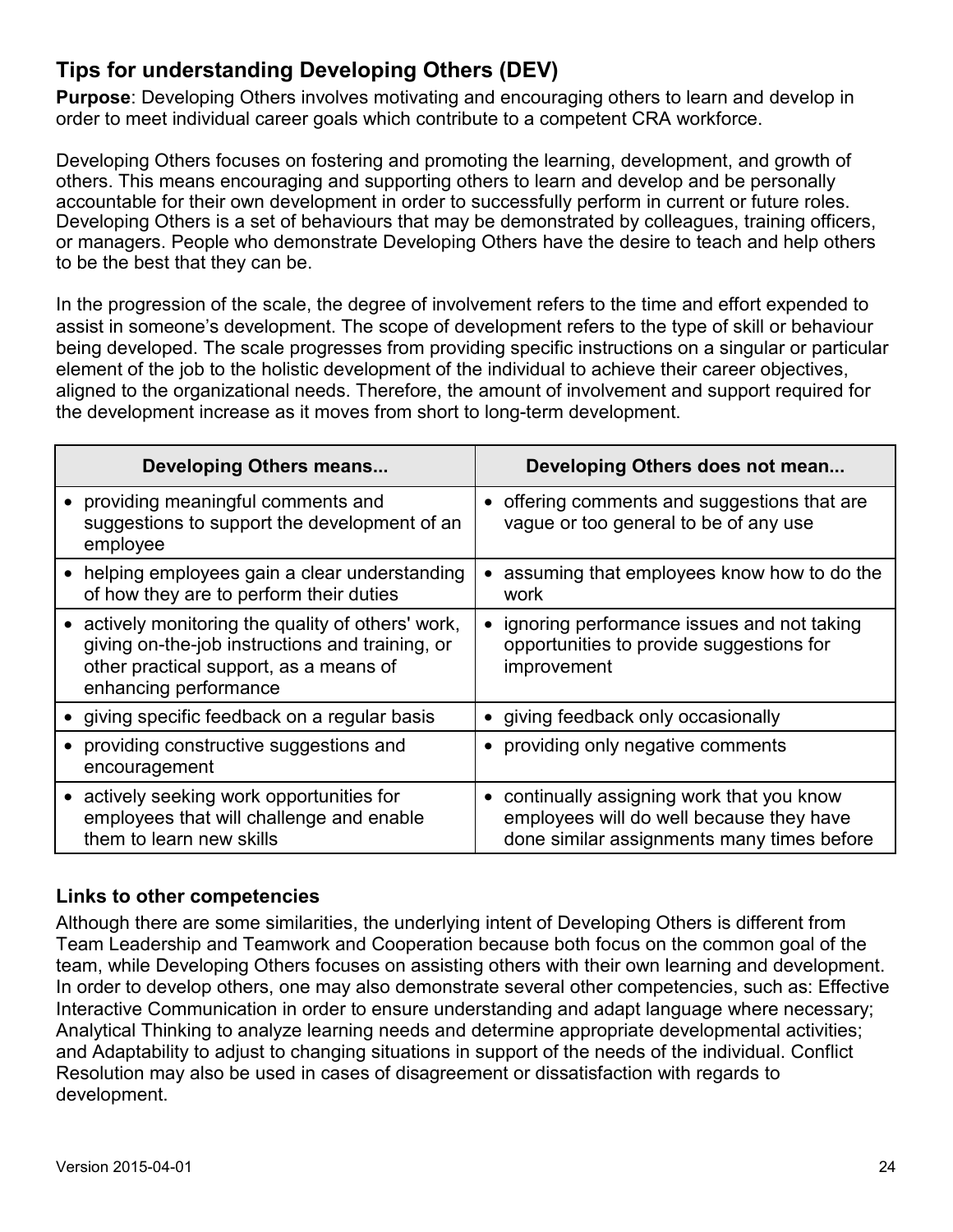## Tips for understanding Developing Others (DEV)

**Purpose**: Developing Others involves motivating and encouraging others to learn and develop in order to meet individual career goals which contribute to a competent CRA workforce.

Developing Others focuses on fostering and promoting the learning, development, and growth of others. This means encouraging and supporting others to learn and develop and be personally accountable for their own development in order to successfully perform in current or future roles. Developing Others is a set of behaviours that may be demonstrated by colleagues, training officers, or managers. People who demonstrate Developing Others have the desire to teach and help others to be the best that they can be.

In the progression of the scale, the degree of involvement refers to the time and effort expended to assist in someone's development. The scope of development refers to the type of skill or behaviour being developed. The scale progresses from providing specific instructions on a singular or particular element of the job to the holistic development of the individual to achieve their career objectives, aligned to the organizational needs. Therefore, the amount of involvement and support required for the development increase as it moves from short to long-term development.

| Developing Others means... | Developing Others does not mean... |
|---|---|
| • providing meaningful comments and suggestions to support the development of an employee | • offering comments and suggestions that are vague or too general to be of any use |
| • helping employees gain a clear understanding of how they are to perform their duties | • assuming that employees know how to do the work |
| • actively monitoring the quality of others' work, giving on-the-job instructions and training, or other practical support, as a means of enhancing performance | • ignoring performance issues and not taking opportunities to provide suggestions for improvement |
| • giving specific feedback on a regular basis | • giving feedback only occasionally |
| • providing constructive suggestions and encouragement | • providing only negative comments |
| • actively seeking work opportunities for employees that will challenge and enable them to learn new skills | • continually assigning work that you know employees will do well because they have done similar assignments many times before |

### Links to other competencies

Although there are some similarities, the underlying intent of Developing Others is different from Team Leadership and Teamwork and Cooperation because both focus on the common goal of the team, while Developing Others focuses on assisting others with their own learning and development. In order to develop others, one may also demonstrate several other competencies, such as: Effective Interactive Communication in order to ensure understanding and adapt language where necessary; Analytical Thinking to analyze learning needs and determine appropriate developmental activities; and Adaptability to adjust to changing situations in support of the needs of the individual. Conflict Resolution may also be used in cases of disagreement or dissatisfaction with regards to development.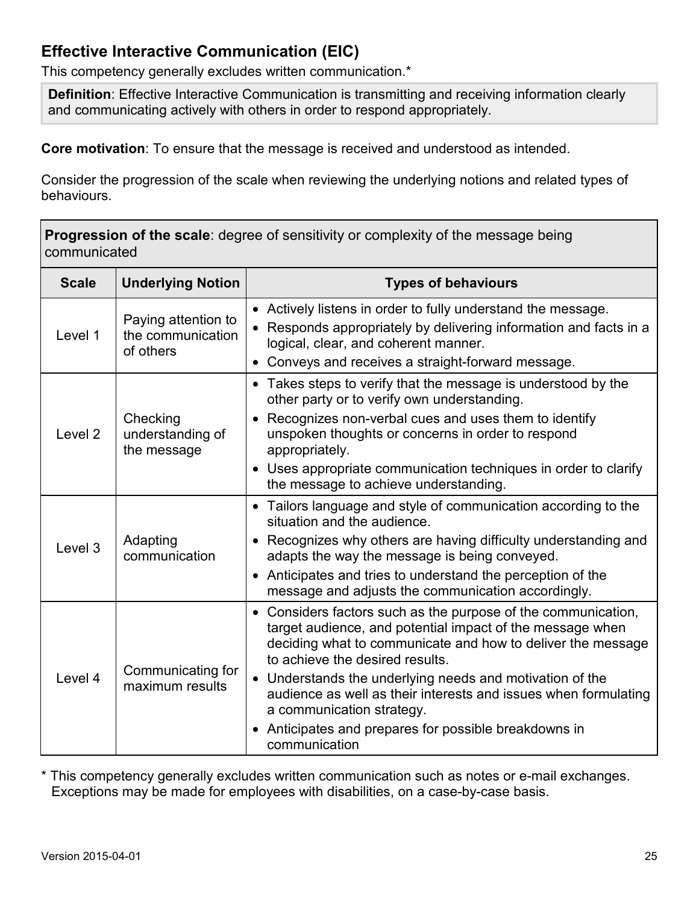## Effective Interactive Communication (EIC)

This competency generally excludes written communication.*

**Definition**: Effective Interactive Communication is transmitting and receiving information clearly and communicating actively with others in order to respond appropriately.

**Core motivation**: To ensure that the message is received and understood as intended.

Consider the progression of the scale when reviewing the underlying notions and related types of behaviours.

**Progression of the scale**: degree of sensitivity or complexity of the message being communicated

| Scale | Underlying Notion | Types of behaviours |
|---|---|---|
| Level 1 | Paying attention to the communication of others | • Actively listens in order to fully understand the message.<br>• Responds appropriately by delivering information and facts in a logical, clear, and coherent manner.<br>• Conveys and receives a straight-forward message. |
| Level 2 | Checking understanding of the message | • Takes steps to verify that the message is understood by the other party or to verify own understanding.<br>• Recognizes non-verbal cues and uses them to identify unspoken thoughts or concerns in order to respond appropriately.<br>• Uses appropriate communication techniques in order to clarify the message to achieve understanding. |
| Level 3 | Adapting communication | • Tailors language and style of communication according to the situation and the audience.<br>• Recognizes why others are having difficulty understanding and adapts the way the message is being conveyed.<br>• Anticipates and tries to understand the perception of the message and adjusts the communication accordingly. |
| Level 4 | Communicating for maximum results | • Considers factors such as the purpose of the communication, target audience, and potential impact of the message when deciding what to communicate and how to deliver the message to achieve the desired results.<br>• Understands the underlying needs and motivation of the audience as well as their interests and issues when formulating a communication strategy.<br>• Anticipates and prepares for possible breakdowns in communication |

\* This competency generally excludes written communication such as notes or e-mail exchanges. Exceptions may be made for employees with disabilities, on a case-by-case basis.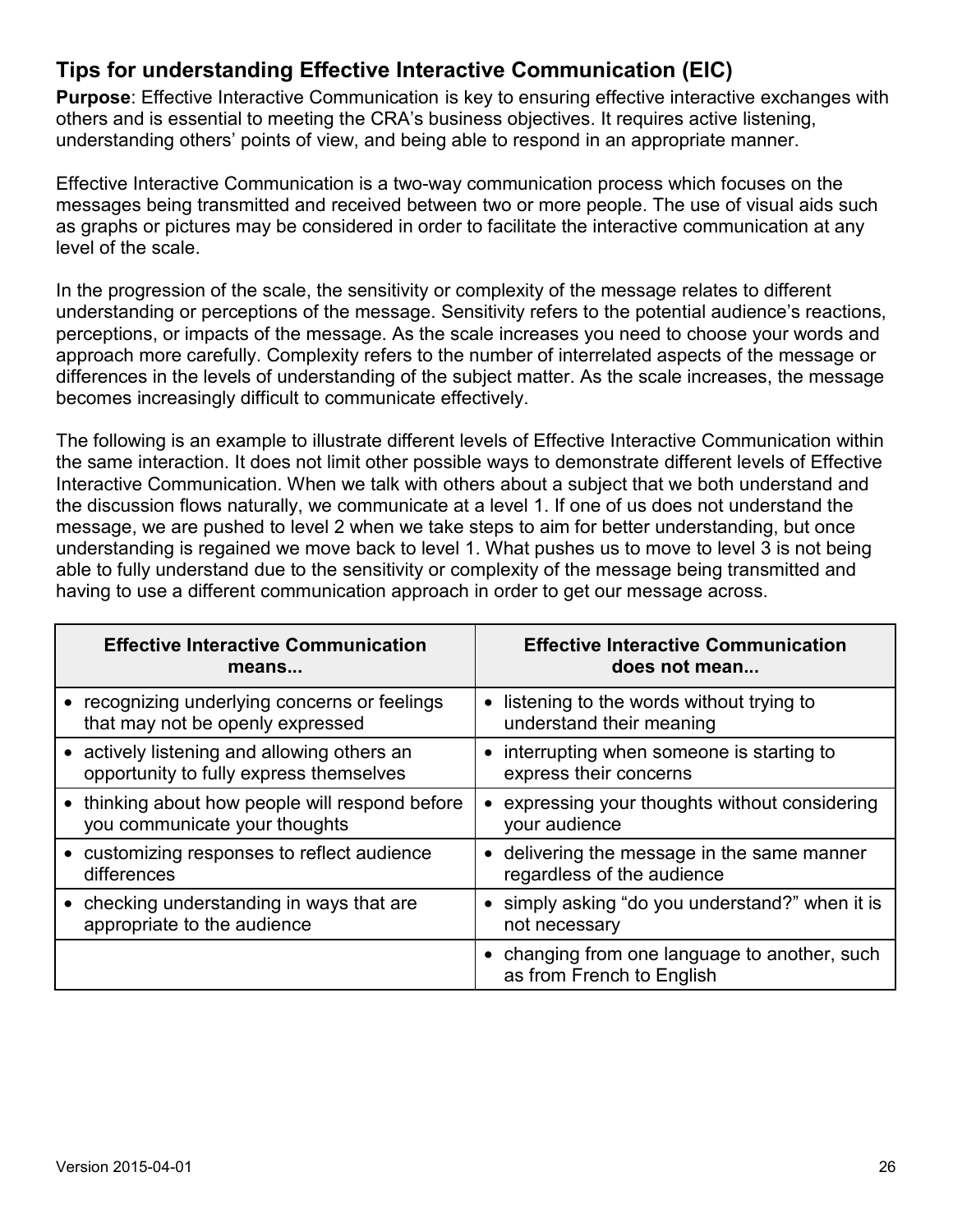## Tips for understanding Effective Interactive Communication (EIC)

**Purpose**: Effective Interactive Communication is key to ensuring effective interactive exchanges with others and is essential to meeting the CRA's business objectives. It requires active listening, understanding others' points of view, and being able to respond in an appropriate manner.

Effective Interactive Communication is a two-way communication process which focuses on the messages being transmitted and received between two or more people. The use of visual aids such as graphs or pictures may be considered in order to facilitate the interactive communication at any level of the scale.

In the progression of the scale, the sensitivity or complexity of the message relates to different understanding or perceptions of the message. Sensitivity refers to the potential audience's reactions, perceptions, or impacts of the message. As the scale increases you need to choose your words and approach more carefully. Complexity refers to the number of interrelated aspects of the message or differences in the levels of understanding of the subject matter. As the scale increases, the message becomes increasingly difficult to communicate effectively.

The following is an example to illustrate different levels of Effective Interactive Communication within the same interaction. It does not limit other possible ways to demonstrate different levels of Effective Interactive Communication. When we talk with others about a subject that we both understand and the discussion flows naturally, we communicate at a level 1. If one of us does not understand the message, we are pushed to level 2 when we take steps to aim for better understanding, but once understanding is regained we move back to level 1. What pushes us to move to level 3 is not being able to fully understand due to the sensitivity or complexity of the message being transmitted and having to use a different communication approach in order to get our message across.

| Effective Interactive Communication means... | Effective Interactive Communication does not mean... |
|---|---|
| • recognizing underlying concerns or feelings that may not be openly expressed | • listening to the words without trying to understand their meaning |
| • actively listening and allowing others an opportunity to fully express themselves | • interrupting when someone is starting to express their concerns |
| • thinking about how people will respond before you communicate your thoughts | • expressing your thoughts without considering your audience |
| • customizing responses to reflect audience differences | • delivering the message in the same manner regardless of the audience |
| • checking understanding in ways that are appropriate to the audience | • simply asking "do you understand?" when it is not necessary |
| | • changing from one language to another, such as from French to English |

Version 2015-04-01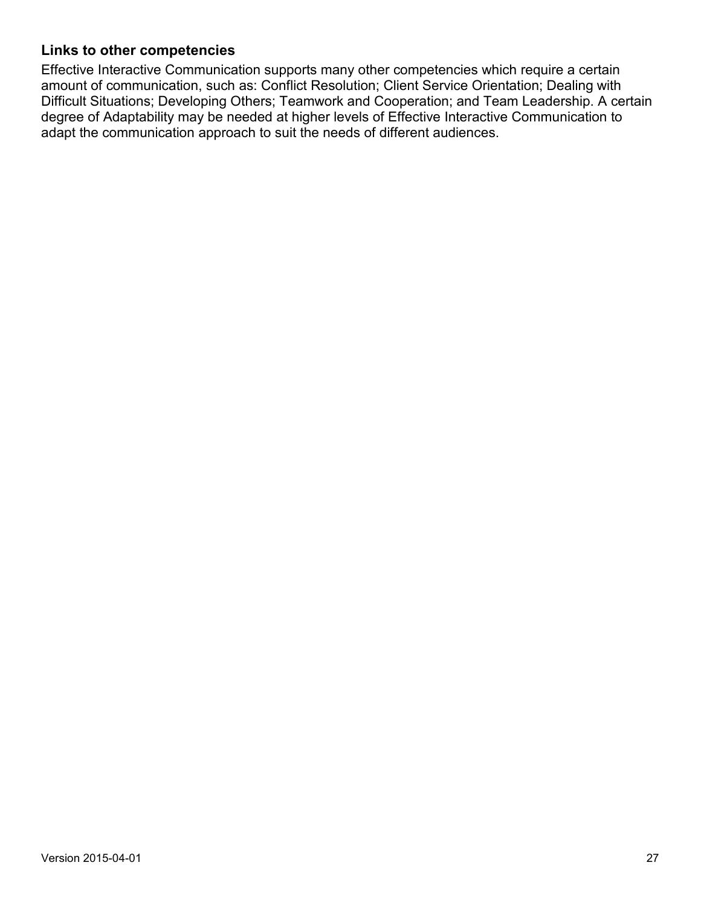### Links to other competencies

Effective Interactive Communication supports many other competencies which require a certain amount of communication, such as: Conflict Resolution; Client Service Orientation; Dealing with Difficult Situations; Developing Others; Teamwork and Cooperation; and Team Leadership. A certain degree of Adaptability may be needed at higher levels of Effective Interactive Communication to adapt the communication approach to suit the needs of different audiences.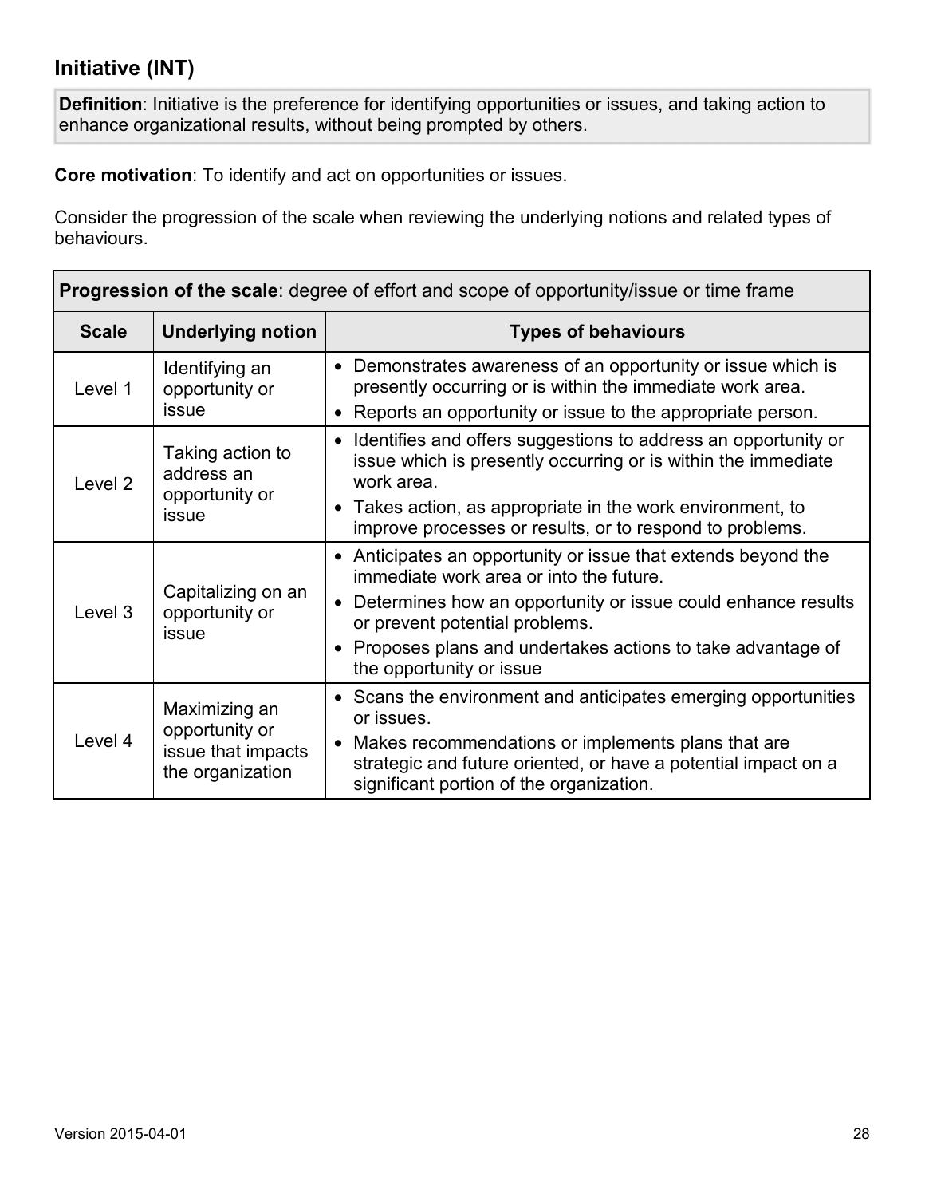## Initiative (INT)

**Definition**: Initiative is the preference for identifying opportunities or issues, and taking action to enhance organizational results, without being prompted by others.

**Core motivation**: To identify and act on opportunities or issues.

Consider the progression of the scale when reviewing the underlying notions and related types of behaviours.

| **Progression of the scale**: degree of effort and scope of opportunity/issue or time frame | | |
|---|---|---|
| **Scale** | **Underlying notion** | **Types of behaviours** |
| Level 1 | Identifying an opportunity or issue | • Demonstrates awareness of an opportunity or issue which is presently occurring or is within the immediate work area.<br>• Reports an opportunity or issue to the appropriate person. |
| Level 2 | Taking action to address an opportunity or issue | • Identifies and offers suggestions to address an opportunity or issue which is presently occurring or is within the immediate work area.<br>• Takes action, as appropriate in the work environment, to improve processes or results, or to respond to problems. |
| Level 3 | Capitalizing on an opportunity or issue | • Anticipates an opportunity or issue that extends beyond the immediate work area or into the future.<br>• Determines how an opportunity or issue could enhance results or prevent potential problems.<br>• Proposes plans and undertakes actions to take advantage of the opportunity or issue |
| Level 4 | Maximizing an opportunity or issue that impacts the organization | • Scans the environment and anticipates emerging opportunities or issues.<br>• Makes recommendations or implements plans that are strategic and future oriented, or have a potential impact on a significant portion of the organization. |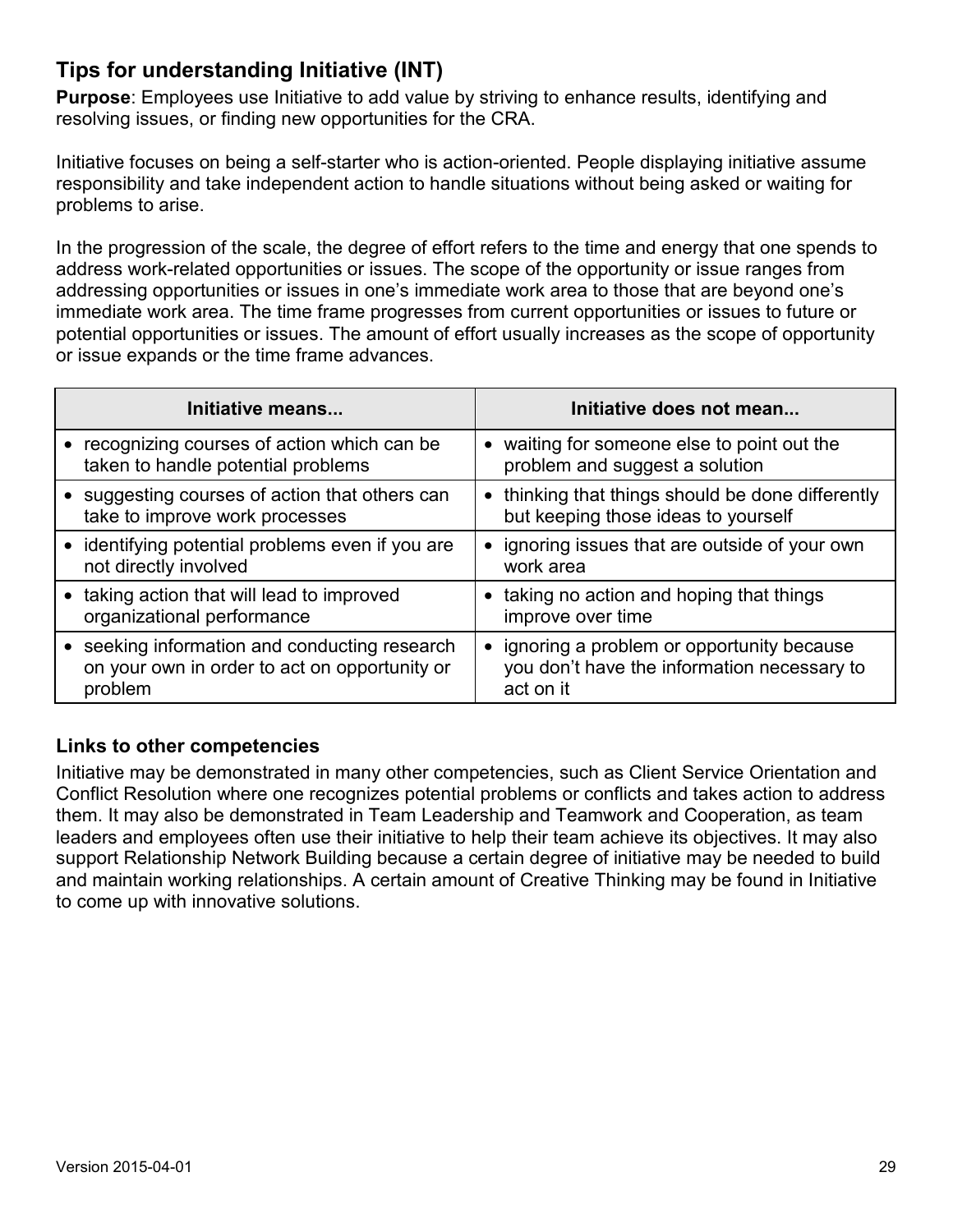## Tips for understanding Initiative (INT)

**Purpose**: Employees use Initiative to add value by striving to enhance results, identifying and resolving issues, or finding new opportunities for the CRA.

Initiative focuses on being a self-starter who is action-oriented. People displaying initiative assume responsibility and take independent action to handle situations without being asked or waiting for problems to arise.

In the progression of the scale, the degree of effort refers to the time and energy that one spends to address work-related opportunities or issues. The scope of the opportunity or issue ranges from addressing opportunities or issues in one's immediate work area to those that are beyond one's immediate work area. The time frame progresses from current opportunities or issues to future or potential opportunities or issues. The amount of effort usually increases as the scope of opportunity or issue expands or the time frame advances.

| Initiative means... | Initiative does not mean... |
| --- | --- |
| • recognizing courses of action which can be taken to handle potential problems | • waiting for someone else to point out the problem and suggest a solution |
| • suggesting courses of action that others can take to improve work processes | • thinking that things should be done differently but keeping those ideas to yourself |
| • identifying potential problems even if you are not directly involved | • ignoring issues that are outside of your own work area |
| • taking action that will lead to improved organizational performance | • taking no action and hoping that things improve over time |
| • seeking information and conducting research on your own in order to act on opportunity or problem | • ignoring a problem or opportunity because you don't have the information necessary to act on it |

### Links to other competencies

Initiative may be demonstrated in many other competencies, such as Client Service Orientation and Conflict Resolution where one recognizes potential problems or conflicts and takes action to address them. It may also be demonstrated in Team Leadership and Teamwork and Cooperation, as team leaders and employees often use their initiative to help their team achieve its objectives. It may also support Relationship Network Building because a certain degree of initiative may be needed to build and maintain working relationships. A certain amount of Creative Thinking may be found in Initiative to come up with innovative solutions.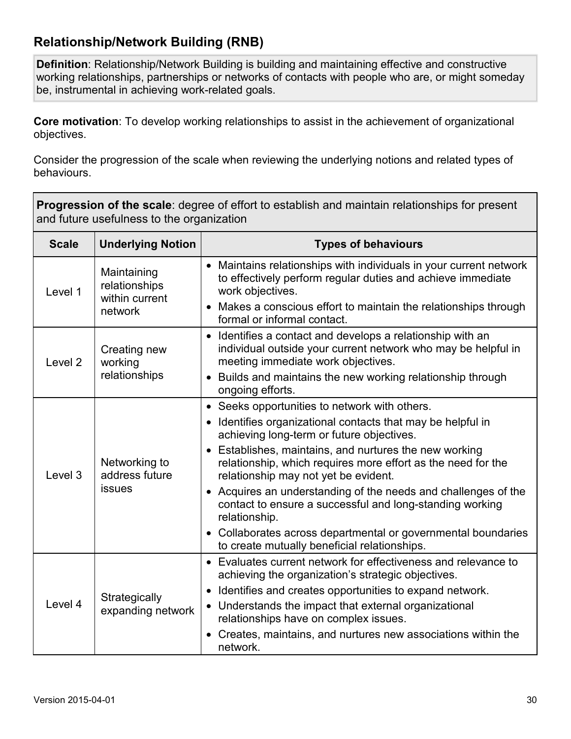## Relationship/Network Building (RNB)

**Definition**: Relationship/Network Building is building and maintaining effective and constructive working relationships, partnerships or networks of contacts with people who are, or might someday be, instrumental in achieving work-related goals.

**Core motivation**: To develop working relationships to assist in the achievement of organizational objectives.

Consider the progression of the scale when reviewing the underlying notions and related types of behaviours.

**Progression of the scale**: degree of effort to establish and maintain relationships for present and future usefulness to the organization

| Scale | Underlying Notion | Types of behaviours |
|---|---|---|
| Level 1 | Maintaining relationships within current network | • Maintains relationships with individuals in your current network to effectively perform regular duties and achieve immediate work objectives.<br>• Makes a conscious effort to maintain the relationships through formal or informal contact. |
| Level 2 | Creating new working relationships | • Identifies a contact and develops a relationship with an individual outside your current network who may be helpful in meeting immediate work objectives.<br>• Builds and maintains the new working relationship through ongoing efforts. |
| Level 3 | Networking to address future issues | • Seeks opportunities to network with others.<br>• Identifies organizational contacts that may be helpful in achieving long-term or future objectives.<br>• Establishes, maintains, and nurtures the new working relationship, which requires more effort as the need for the relationship may not yet be evident.<br>• Acquires an understanding of the needs and challenges of the contact to ensure a successful and long-standing working relationship.<br>• Collaborates across departmental or governmental boundaries to create mutually beneficial relationships. |
| Level 4 | Strategically expanding network | • Evaluates current network for effectiveness and relevance to achieving the organization's strategic objectives.<br>• Identifies and creates opportunities to expand network.<br>• Understands the impact that external organizational relationships have on complex issues.<br>• Creates, maintains, and nurtures new associations within the network. |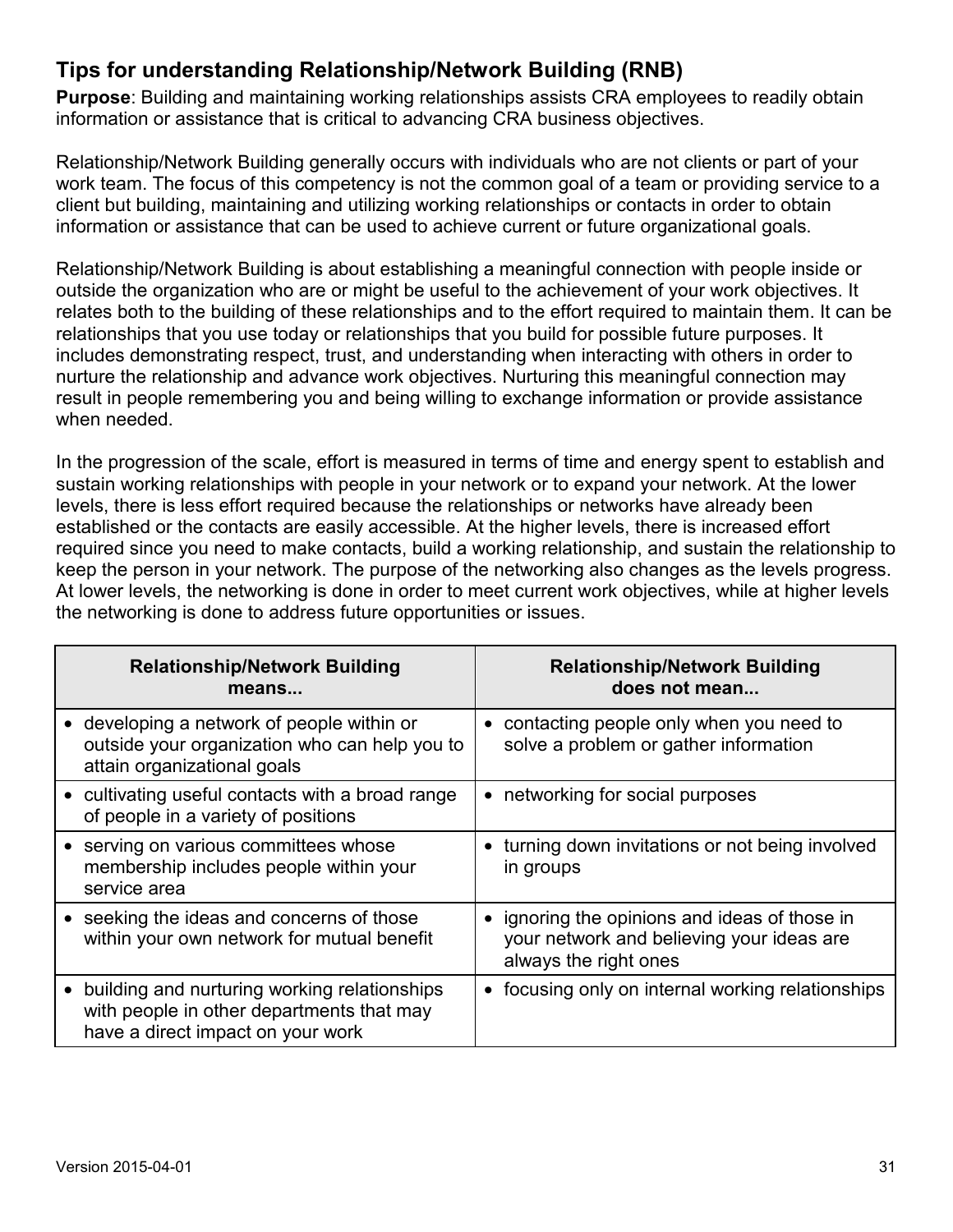## Tips for understanding Relationship/Network Building (RNB)

**Purpose**: Building and maintaining working relationships assists CRA employees to readily obtain information or assistance that is critical to advancing CRA business objectives.

Relationship/Network Building generally occurs with individuals who are not clients or part of your work team. The focus of this competency is not the common goal of a team or providing service to a client but building, maintaining and utilizing working relationships or contacts in order to obtain information or assistance that can be used to achieve current or future organizational goals.

Relationship/Network Building is about establishing a meaningful connection with people inside or outside the organization who are or might be useful to the achievement of your work objectives. It relates both to the building of these relationships and to the effort required to maintain them. It can be relationships that you use today or relationships that you build for possible future purposes. It includes demonstrating respect, trust, and understanding when interacting with others in order to nurture the relationship and advance work objectives. Nurturing this meaningful connection may result in people remembering you and being willing to exchange information or provide assistance when needed.

In the progression of the scale, effort is measured in terms of time and energy spent to establish and sustain working relationships with people in your network or to expand your network. At the lower levels, there is less effort required because the relationships or networks have already been established or the contacts are easily accessible. At the higher levels, there is increased effort required since you need to make contacts, build a working relationship, and sustain the relationship to keep the person in your network. The purpose of the networking also changes as the levels progress. At lower levels, the networking is done in order to meet current work objectives, while at higher levels the networking is done to address future opportunities or issues.

| Relationship/Network Building means... | Relationship/Network Building does not mean... |
|---|---|
| • developing a network of people within or outside your organization who can help you to attain organizational goals | • contacting people only when you need to solve a problem or gather information |
| • cultivating useful contacts with a broad range of people in a variety of positions | • networking for social purposes |
| • serving on various committees whose membership includes people within your service area | • turning down invitations or not being involved in groups |
| • seeking the ideas and concerns of those within your own network for mutual benefit | • ignoring the opinions and ideas of those in your network and believing your ideas are always the right ones |
| • building and nurturing working relationships with people in other departments that may have a direct impact on your work | • focusing only on internal working relationships |

Version 2015-04-01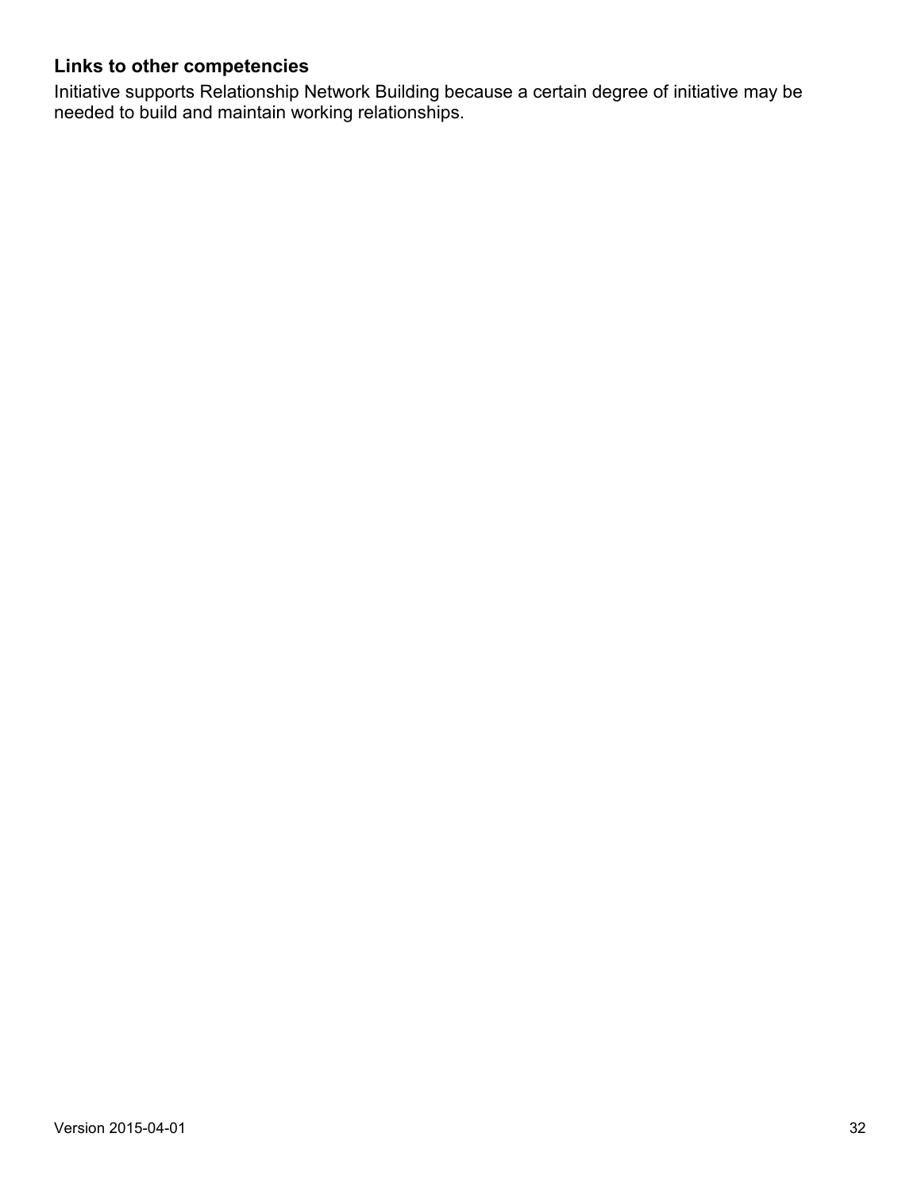### Links to other competencies

Initiative supports Relationship Network Building because a certain degree of initiative may be needed to build and maintain working relationships.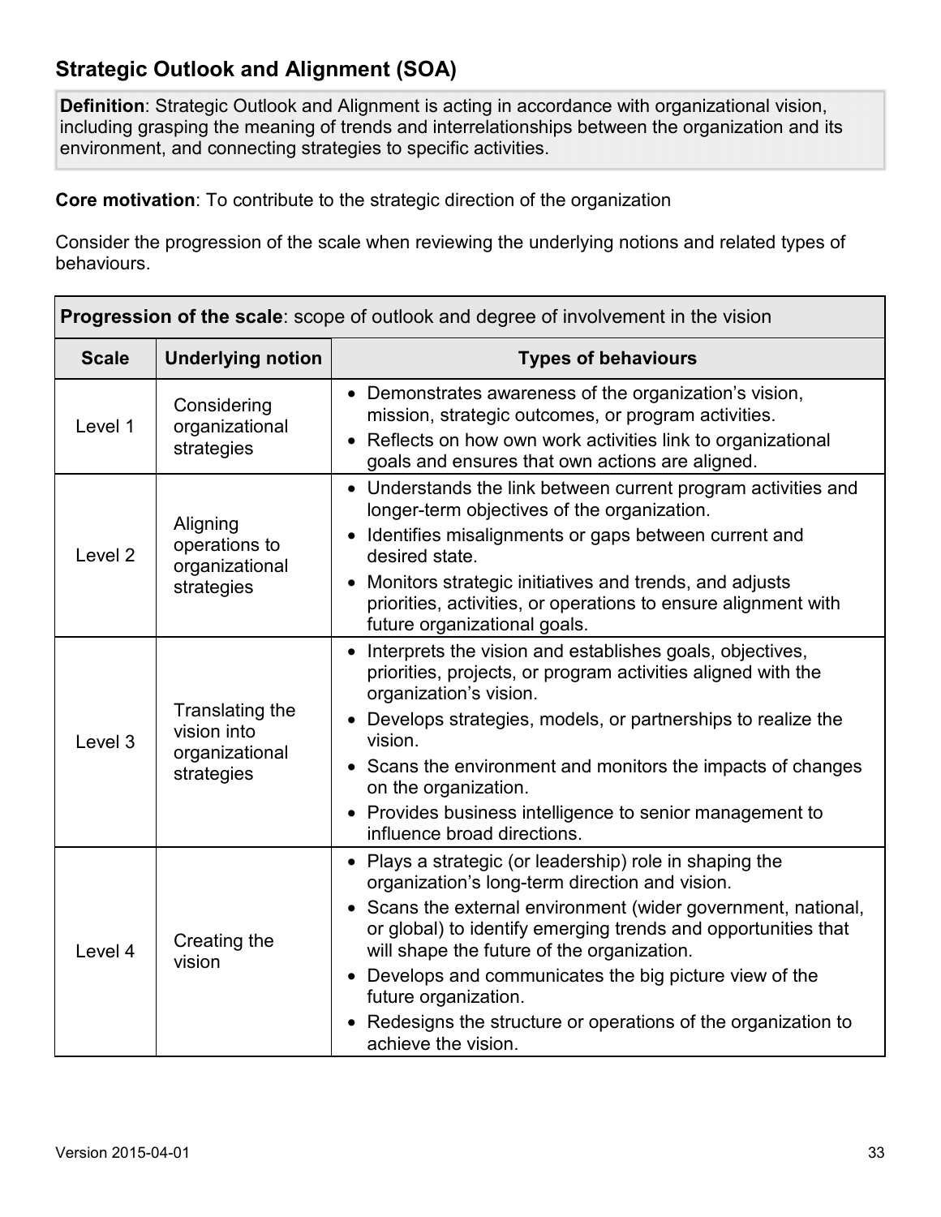## Strategic Outlook and Alignment (SOA)

**Definition**: Strategic Outlook and Alignment is acting in accordance with organizational vision, including grasping the meaning of trends and interrelationships between the organization and its environment, and connecting strategies to specific activities.

**Core motivation**: To contribute to the strategic direction of the organization

Consider the progression of the scale when reviewing the underlying notions and related types of behaviours.

| **Progression of the scale**: scope of outlook and degree of involvement in the vision | | |
|---|---|---|
| **Scale** | **Underlying notion** | **Types of behaviours** |
| Level 1 | Considering organizational strategies | • Demonstrates awareness of the organization's vision, mission, strategic outcomes, or program activities.<br>• Reflects on how own work activities link to organizational goals and ensures that own actions are aligned. |
| Level 2 | Aligning operations to organizational strategies | • Understands the link between current program activities and longer-term objectives of the organization.<br>• Identifies misalignments or gaps between current and desired state.<br>• Monitors strategic initiatives and trends, and adjusts priorities, activities, or operations to ensure alignment with future organizational goals. |
| Level 3 | Translating the vision into organizational strategies | • Interprets the vision and establishes goals, objectives, priorities, projects, or program activities aligned with the organization's vision.<br>• Develops strategies, models, or partnerships to realize the vision.<br>• Scans the environment and monitors the impacts of changes on the organization.<br>• Provides business intelligence to senior management to influence broad directions. |
| Level 4 | Creating the vision | • Plays a strategic (or leadership) role in shaping the organization's long-term direction and vision.<br>• Scans the external environment (wider government, national, or global) to identify emerging trends and opportunities that will shape the future of the organization.<br>• Develops and communicates the big picture view of the future organization.<br>• Redesigns the structure or operations of the organization to achieve the vision. |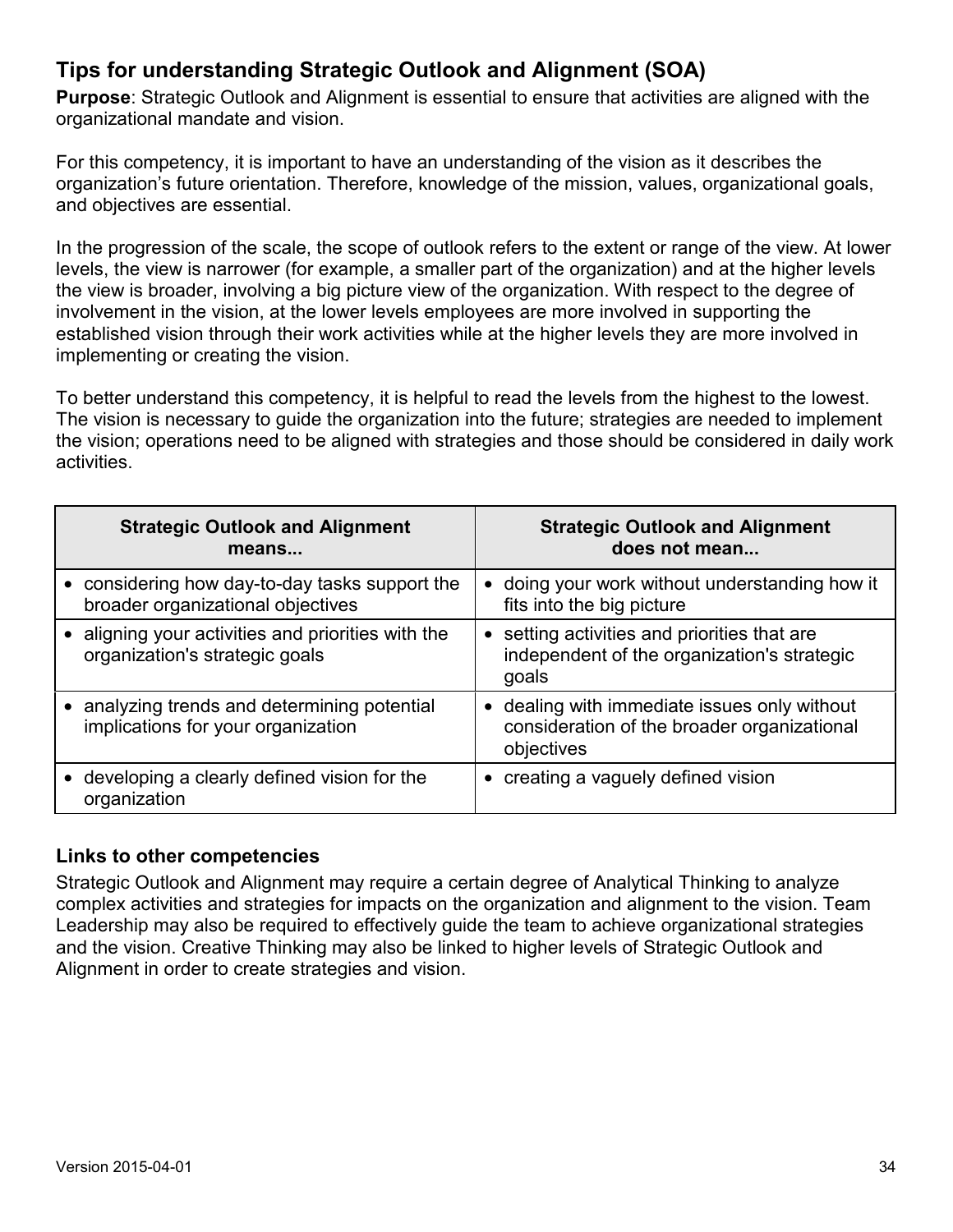## Tips for understanding Strategic Outlook and Alignment (SOA)

**Purpose**: Strategic Outlook and Alignment is essential to ensure that activities are aligned with the organizational mandate and vision.

For this competency, it is important to have an understanding of the vision as it describes the organization's future orientation. Therefore, knowledge of the mission, values, organizational goals, and objectives are essential.

In the progression of the scale, the scope of outlook refers to the extent or range of the view. At lower levels, the view is narrower (for example, a smaller part of the organization) and at the higher levels the view is broader, involving a big picture view of the organization. With respect to the degree of involvement in the vision, at the lower levels employees are more involved in supporting the established vision through their work activities while at the higher levels they are more involved in implementing or creating the vision.

To better understand this competency, it is helpful to read the levels from the highest to the lowest. The vision is necessary to guide the organization into the future; strategies are needed to implement the vision; operations need to be aligned with strategies and those should be considered in daily work activities.

| Strategic Outlook and Alignment means... | Strategic Outlook and Alignment does not mean... |
|---|---|
| • considering how day-to-day tasks support the broader organizational objectives | • doing your work without understanding how it fits into the big picture |
| • aligning your activities and priorities with the organization's strategic goals | • setting activities and priorities that are independent of the organization's strategic goals |
| • analyzing trends and determining potential implications for your organization | • dealing with immediate issues only without consideration of the broader organizational objectives |
| • developing a clearly defined vision for the organization | • creating a vaguely defined vision |

### Links to other competencies

Strategic Outlook and Alignment may require a certain degree of Analytical Thinking to analyze complex activities and strategies for impacts on the organization and alignment to the vision. Team Leadership may also be required to effectively guide the team to achieve organizational strategies and the vision. Creative Thinking may also be linked to higher levels of Strategic Outlook and Alignment in order to create strategies and vision.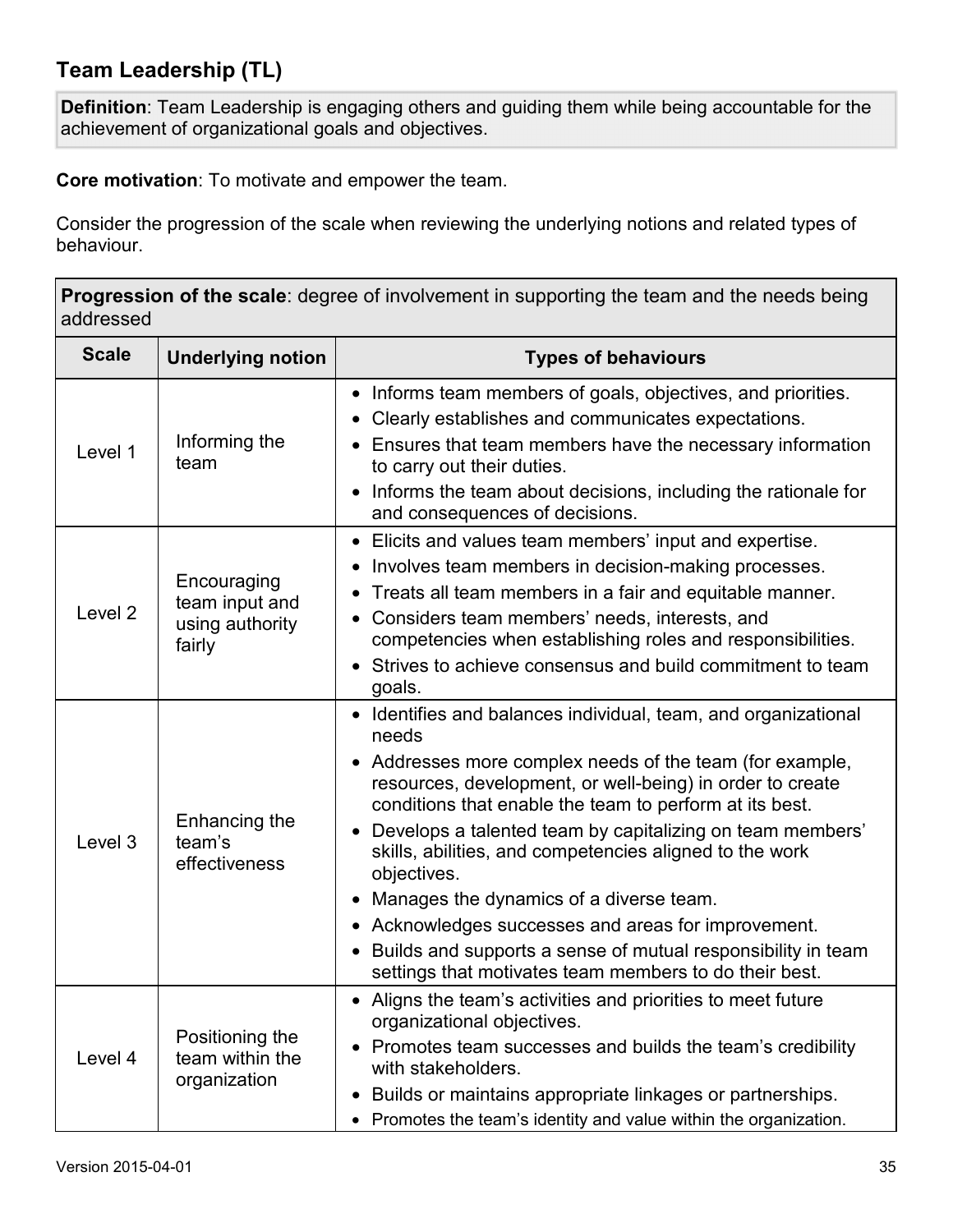## Team Leadership (TL)

**Definition**: Team Leadership is engaging others and guiding them while being accountable for the achievement of organizational goals and objectives.

**Core motivation**: To motivate and empower the team.

Consider the progression of the scale when reviewing the underlying notions and related types of behaviour.

**Progression of the scale**: degree of involvement in supporting the team and the needs being addressed

| Scale | Underlying notion | Types of behaviours |
|---|---|---|
| Level 1 | Informing the team | • Informs team members of goals, objectives, and priorities.<br>• Clearly establishes and communicates expectations.<br>• Ensures that team members have the necessary information to carry out their duties.<br>• Informs the team about decisions, including the rationale for and consequences of decisions. |
| Level 2 | Encouraging team input and using authority fairly | • Elicits and values team members' input and expertise.<br>• Involves team members in decision-making processes.<br>• Treats all team members in a fair and equitable manner.<br>• Considers team members' needs, interests, and competencies when establishing roles and responsibilities.<br>• Strives to achieve consensus and build commitment to team goals. |
| Level 3 | Enhancing the team's effectiveness | • Identifies and balances individual, team, and organizational needs<br>• Addresses more complex needs of the team (for example, resources, development, or well-being) in order to create conditions that enable the team to perform at its best.<br>• Develops a talented team by capitalizing on team members' skills, abilities, and competencies aligned to the work objectives.<br>• Manages the dynamics of a diverse team.<br>• Acknowledges successes and areas for improvement.<br>• Builds and supports a sense of mutual responsibility in team settings that motivates team members to do their best. |
| Level 4 | Positioning the team within the organization | • Aligns the team's activities and priorities to meet future organizational objectives.<br>• Promotes team successes and builds the team's credibility with stakeholders.<br>• Builds or maintains appropriate linkages or partnerships.<br>• Promotes the team's identity and value within the organization. |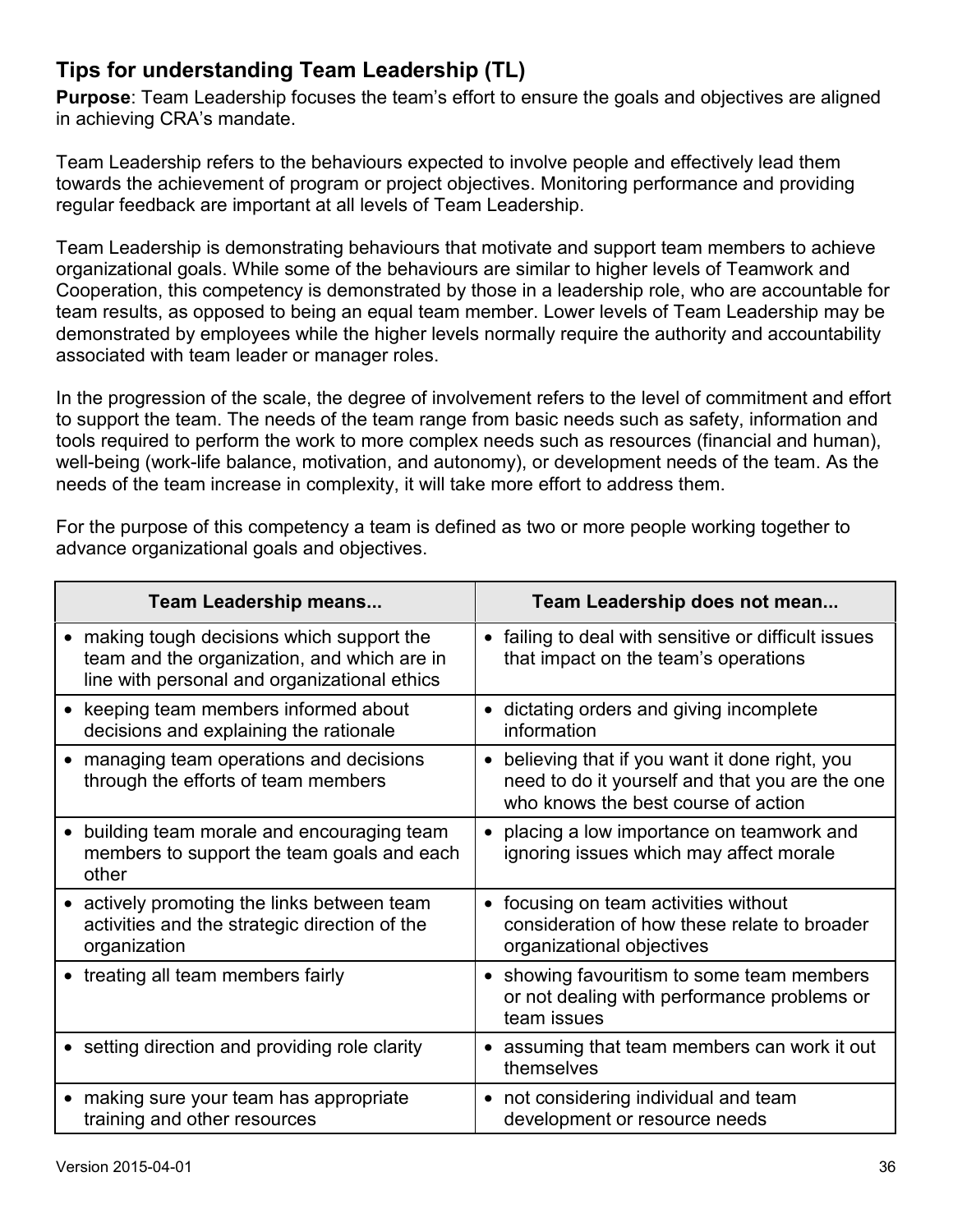## Tips for understanding Team Leadership (TL)

**Purpose**: Team Leadership focuses the team's effort to ensure the goals and objectives are aligned in achieving CRA's mandate.

Team Leadership refers to the behaviours expected to involve people and effectively lead them towards the achievement of program or project objectives. Monitoring performance and providing regular feedback are important at all levels of Team Leadership.

Team Leadership is demonstrating behaviours that motivate and support team members to achieve organizational goals. While some of the behaviours are similar to higher levels of Teamwork and Cooperation, this competency is demonstrated by those in a leadership role, who are accountable for team results, as opposed to being an equal team member. Lower levels of Team Leadership may be demonstrated by employees while the higher levels normally require the authority and accountability associated with team leader or manager roles.

In the progression of the scale, the degree of involvement refers to the level of commitment and effort to support the team. The needs of the team range from basic needs such as safety, information and tools required to perform the work to more complex needs such as resources (financial and human), well-being (work-life balance, motivation, and autonomy), or development needs of the team. As the needs of the team increase in complexity, it will take more effort to address them.

For the purpose of this competency a team is defined as two or more people working together to advance organizational goals and objectives.

| Team Leadership means... | Team Leadership does not mean... |
|---|---|
| • making tough decisions which support the team and the organization, and which are in line with personal and organizational ethics | • failing to deal with sensitive or difficult issues that impact on the team's operations |
| • keeping team members informed about decisions and explaining the rationale | • dictating orders and giving incomplete information |
| • managing team operations and decisions through the efforts of team members | • believing that if you want it done right, you need to do it yourself and that you are the one who knows the best course of action |
| • building team morale and encouraging team members to support the team goals and each other | • placing a low importance on teamwork and ignoring issues which may affect morale |
| • actively promoting the links between team activities and the strategic direction of the organization | • focusing on team activities without consideration of how these relate to broader organizational objectives |
| • treating all team members fairly | • showing favouritism to some team members or not dealing with performance problems or team issues |
| • setting direction and providing role clarity | • assuming that team members can work it out themselves |
| • making sure your team has appropriate training and other resources | • not considering individual and team development or resource needs |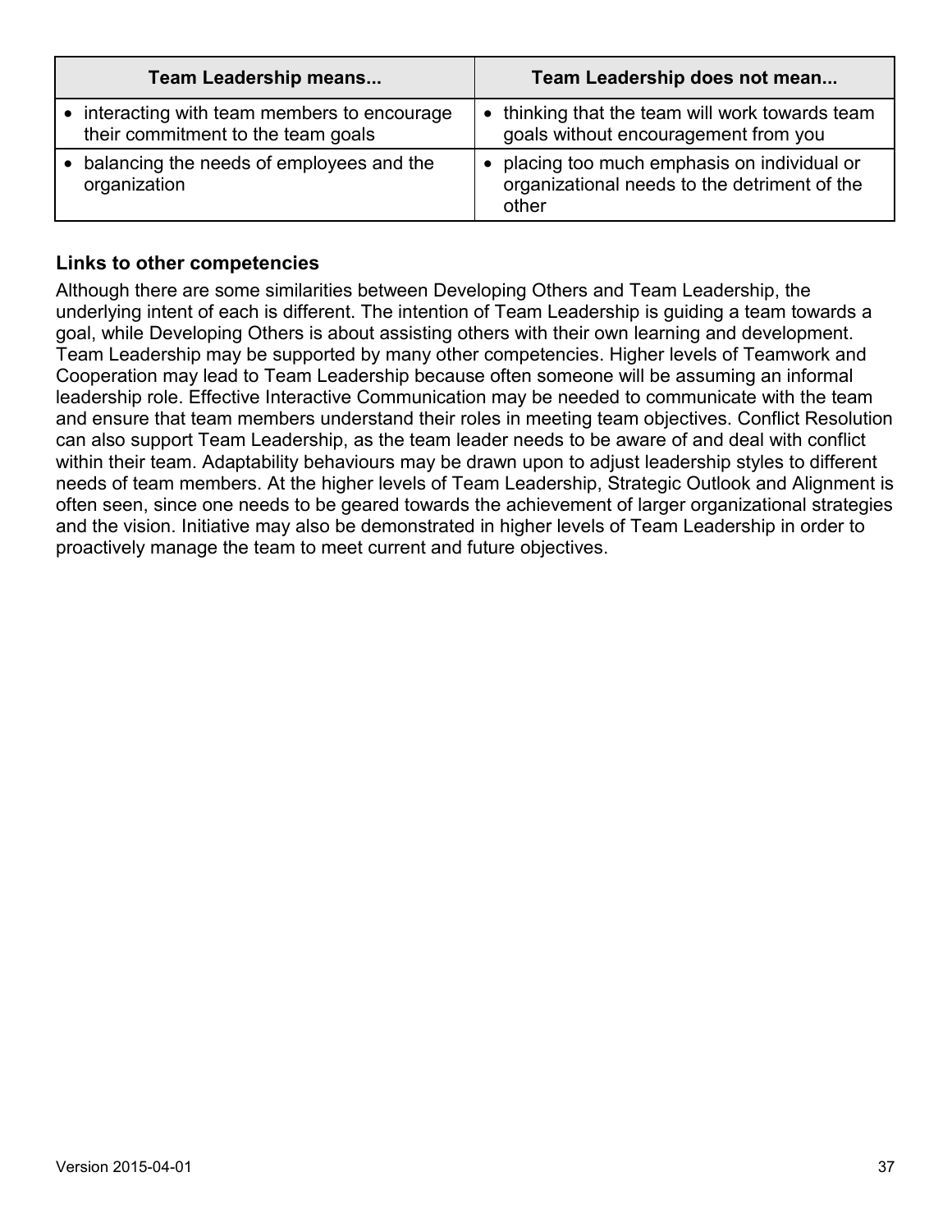| Team Leadership means... | Team Leadership does not mean... |
| --- | --- |
| • interacting with team members to encourage their commitment to the team goals | • thinking that the team will work towards team goals without encouragement from you |
| • balancing the needs of employees and the organization | • placing too much emphasis on individual or organizational needs to the detriment of the other |

### Links to other competencies

Although there are some similarities between Developing Others and Team Leadership, the underlying intent of each is different. The intention of Team Leadership is guiding a team towards a goal, while Developing Others is about assisting others with their own learning and development. Team Leadership may be supported by many other competencies. Higher levels of Teamwork and Cooperation may lead to Team Leadership because often someone will be assuming an informal leadership role. Effective Interactive Communication may be needed to communicate with the team and ensure that team members understand their roles in meeting team objectives. Conflict Resolution can also support Team Leadership, as the team leader needs to be aware of and deal with conflict within their team. Adaptability behaviours may be drawn upon to adjust leadership styles to different needs of team members. At the higher levels of Team Leadership, Strategic Outlook and Alignment is often seen, since one needs to be geared towards the achievement of larger organizational strategies and the vision. Initiative may also be demonstrated in higher levels of Team Leadership in order to proactively manage the team to meet current and future objectives.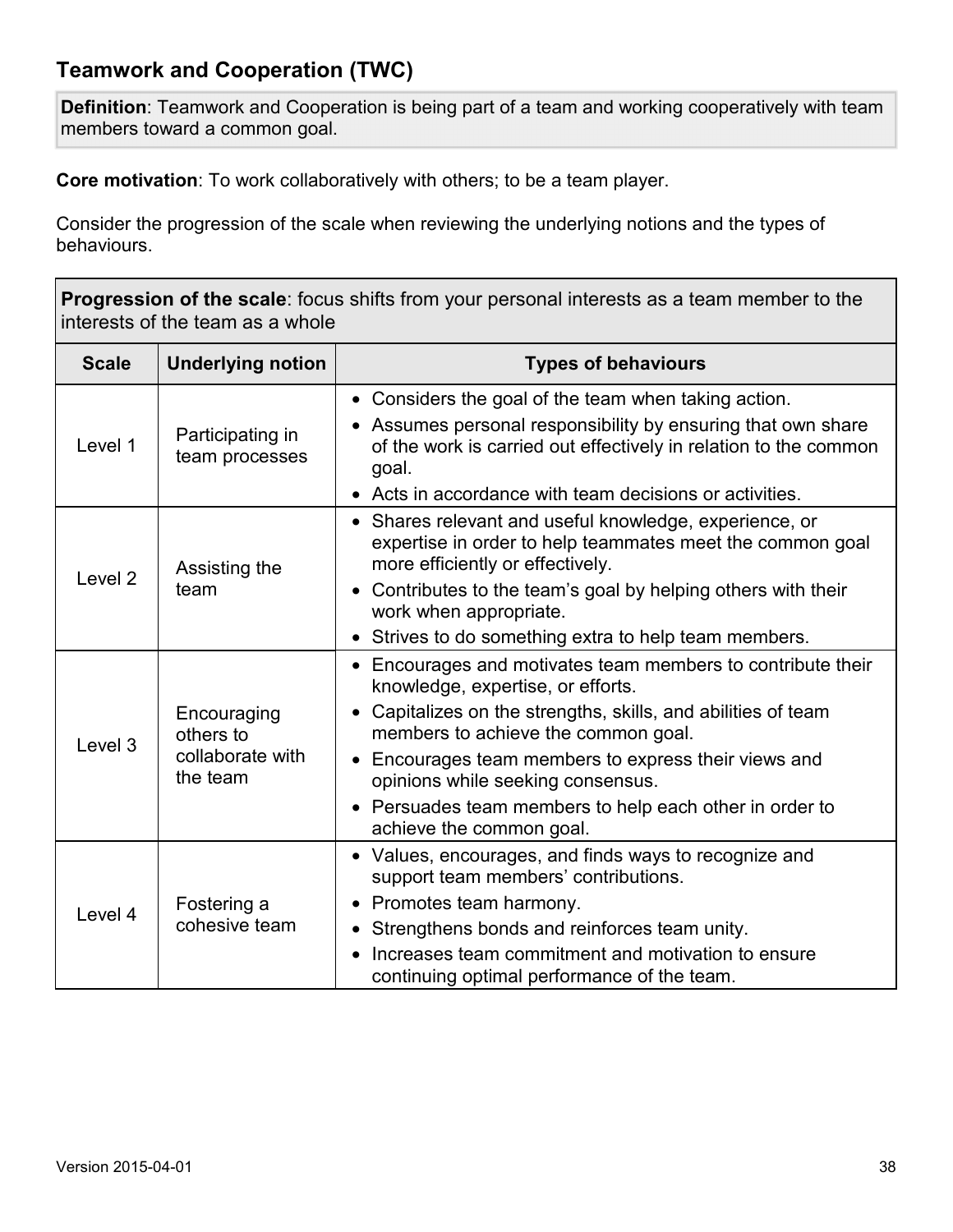## Teamwork and Cooperation (TWC)

**Definition**: Teamwork and Cooperation is being part of a team and working cooperatively with team members toward a common goal.

**Core motivation**: To work collaboratively with others; to be a team player.

Consider the progression of the scale when reviewing the underlying notions and the types of behaviours.

**Progression of the scale**: focus shifts from your personal interests as a team member to the interests of the team as a whole

| Scale | Underlying notion | Types of behaviours |
|---|---|---|
| Level 1 | Participating in team processes | • Considers the goal of the team when taking action.<br>• Assumes personal responsibility by ensuring that own share of the work is carried out effectively in relation to the common goal.<br>• Acts in accordance with team decisions or activities. |
| Level 2 | Assisting the team | • Shares relevant and useful knowledge, experience, or expertise in order to help teammates meet the common goal more efficiently or effectively.<br>• Contributes to the team's goal by helping others with their work when appropriate.<br>• Strives to do something extra to help team members. |
| Level 3 | Encouraging others to collaborate with the team | • Encourages and motivates team members to contribute their knowledge, expertise, or efforts.<br>• Capitalizes on the strengths, skills, and abilities of team members to achieve the common goal.<br>• Encourages team members to express their views and opinions while seeking consensus.<br>• Persuades team members to help each other in order to achieve the common goal. |
| Level 4 | Fostering a cohesive team | • Values, encourages, and finds ways to recognize and support team members' contributions.<br>• Promotes team harmony.<br>• Strengthens bonds and reinforces team unity.<br>• Increases team commitment and motivation to ensure continuing optimal performance of the team. |

Version 2015-04-01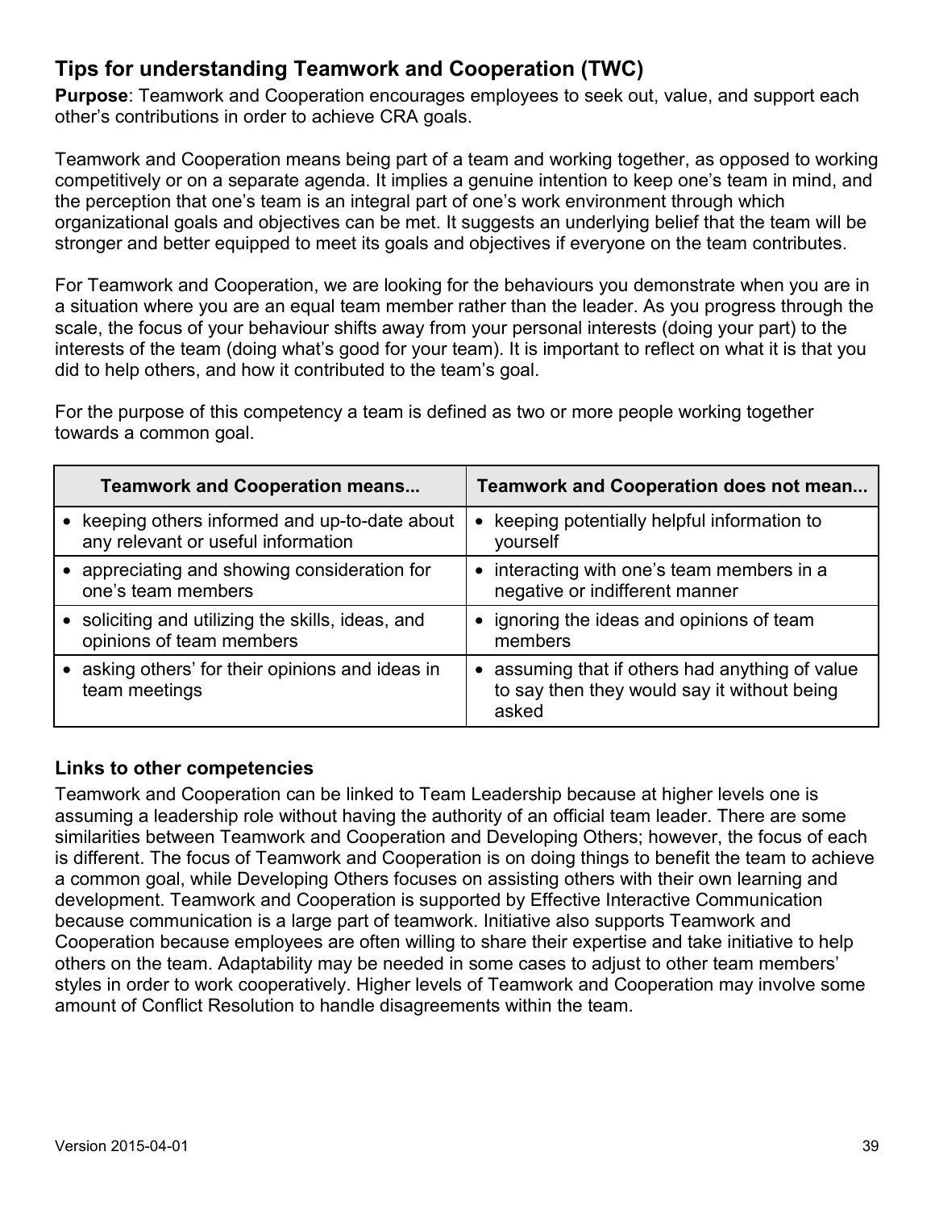## Tips for understanding Teamwork and Cooperation (TWC)

**Purpose**: Teamwork and Cooperation encourages employees to seek out, value, and support each other's contributions in order to achieve CRA goals.

Teamwork and Cooperation means being part of a team and working together, as opposed to working competitively or on a separate agenda. It implies a genuine intention to keep one's team in mind, and the perception that one's team is an integral part of one's work environment through which organizational goals and objectives can be met. It suggests an underlying belief that the team will be stronger and better equipped to meet its goals and objectives if everyone on the team contributes.

For Teamwork and Cooperation, we are looking for the behaviours you demonstrate when you are in a situation where you are an equal team member rather than the leader. As you progress through the scale, the focus of your behaviour shifts away from your personal interests (doing your part) to the interests of the team (doing what's good for your team). It is important to reflect on what it is that you did to help others, and how it contributed to the team's goal.

For the purpose of this competency a team is defined as two or more people working together towards a common goal.

| Teamwork and Cooperation means... | Teamwork and Cooperation does not mean... |
|---|---|
| • keeping others informed and up-to-date about any relevant or useful information | • keeping potentially helpful information to yourself |
| • appreciating and showing consideration for one's team members | • interacting with one's team members in a negative or indifferent manner |
| • soliciting and utilizing the skills, ideas, and opinions of team members | • ignoring the ideas and opinions of team members |
| • asking others' for their opinions and ideas in team meetings | • assuming that if others had anything of value to say then they would say it without being asked |

### Links to other competencies

Teamwork and Cooperation can be linked to Team Leadership because at higher levels one is assuming a leadership role without having the authority of an official team leader. There are some similarities between Teamwork and Cooperation and Developing Others; however, the focus of each is different. The focus of Teamwork and Cooperation is on doing things to benefit the team to achieve a common goal, while Developing Others focuses on assisting others with their own learning and development. Teamwork and Cooperation is supported by Effective Interactive Communication because communication is a large part of teamwork. Initiative also supports Teamwork and Cooperation because employees are often willing to share their expertise and take initiative to help others on the team. Adaptability may be needed in some cases to adjust to other team members' styles in order to work cooperatively. Higher levels of Teamwork and Cooperation may involve some amount of Conflict Resolution to handle disagreements within the team.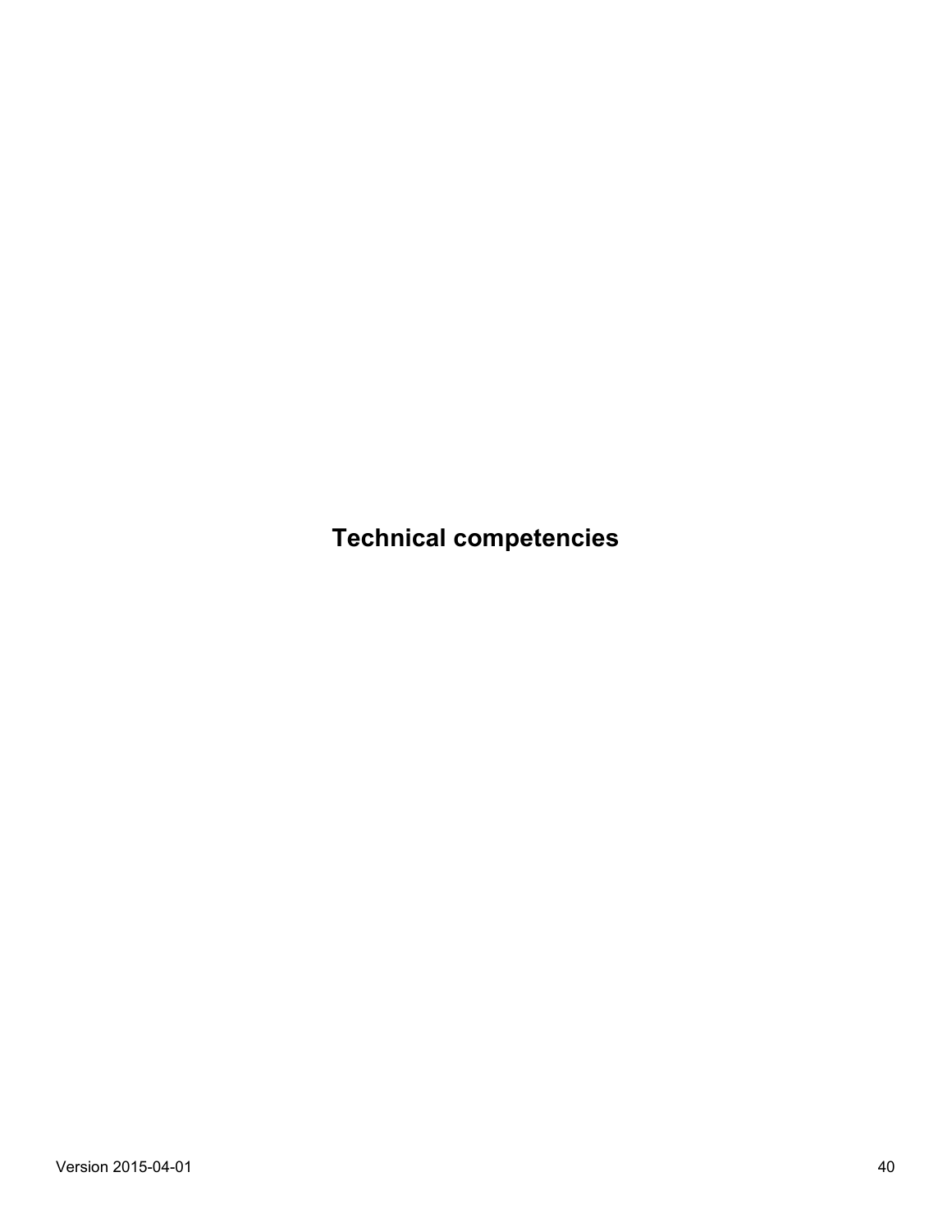# Technical competencies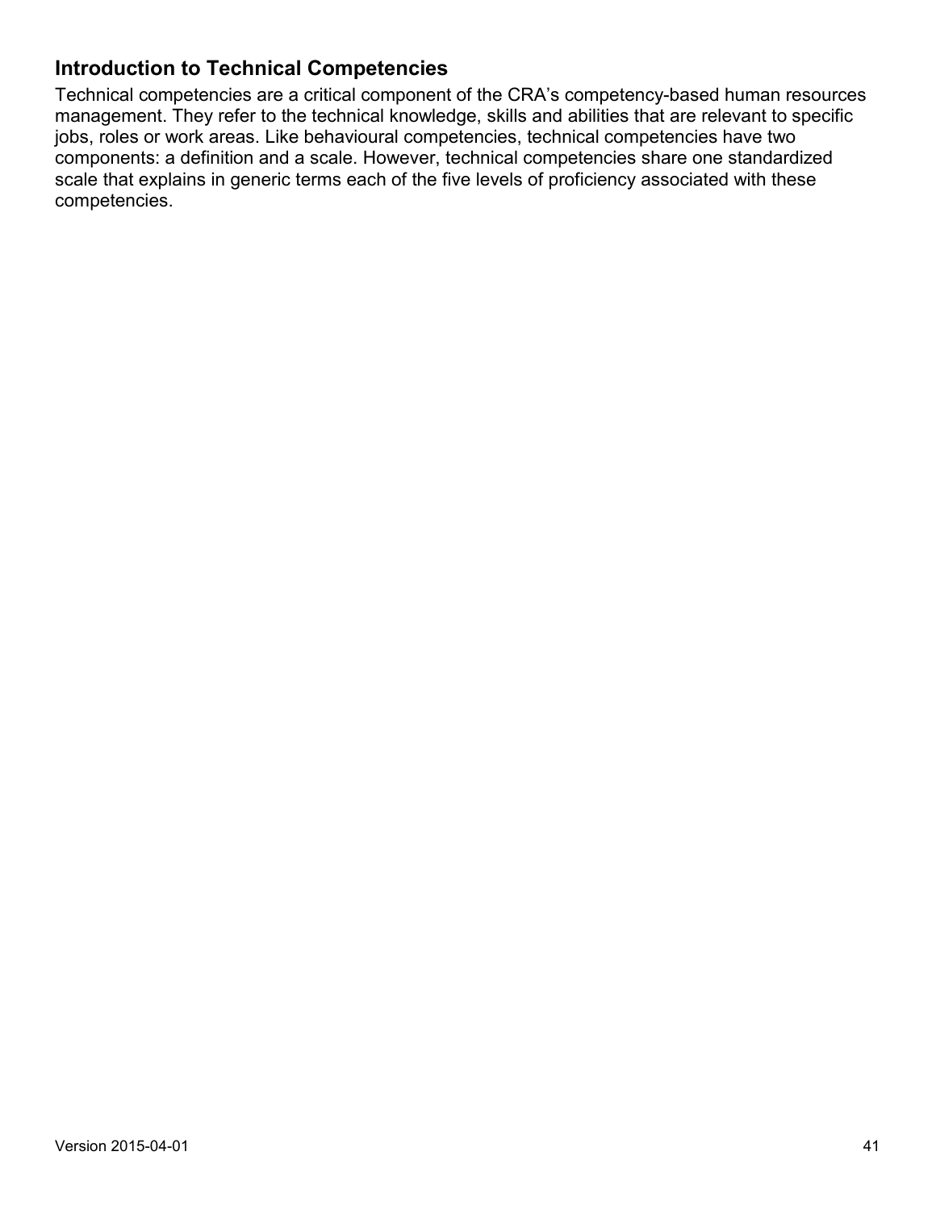## Introduction to Technical Competencies

Technical competencies are a critical component of the CRA's competency-based human resources management. They refer to the technical knowledge, skills and abilities that are relevant to specific jobs, roles or work areas. Like behavioural competencies, technical competencies have two components: a definition and a scale. However, technical competencies share one standardized scale that explains in generic terms each of the five levels of proficiency associated with these competencies.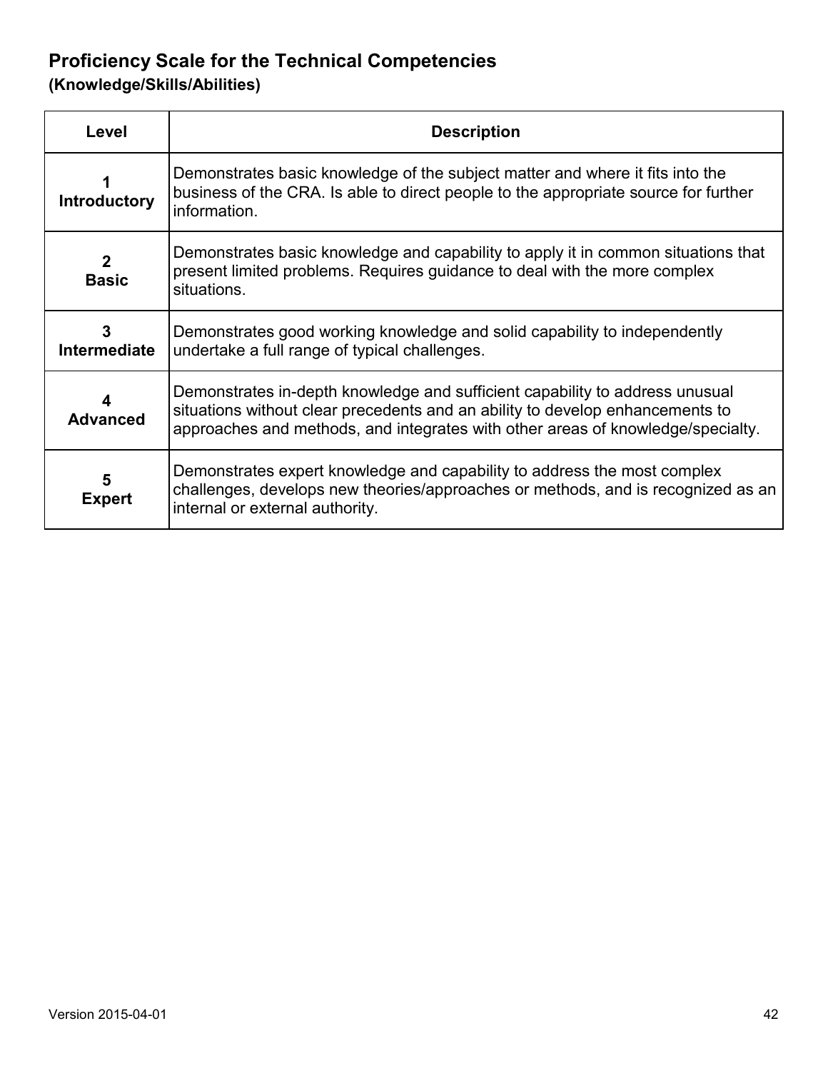## Proficiency Scale for the Technical Competencies

**(Knowledge/Skills/Abilities)**

| Level | Description |
|---|---|
| **1 Introductory** | Demonstrates basic knowledge of the subject matter and where it fits into the business of the CRA. Is able to direct people to the appropriate source for further information. |
| **2 Basic** | Demonstrates basic knowledge and capability to apply it in common situations that present limited problems. Requires guidance to deal with the more complex situations. |
| **3 Intermediate** | Demonstrates good working knowledge and solid capability to independently undertake a full range of typical challenges. |
| **4 Advanced** | Demonstrates in-depth knowledge and sufficient capability to address unusual situations without clear precedents and an ability to develop enhancements to approaches and methods, and integrates with other areas of knowledge/specialty. |
| **5 Expert** | Demonstrates expert knowledge and capability to address the most complex challenges, develops new theories/approaches or methods, and is recognized as an internal or external authority. |

Version 2015-04-01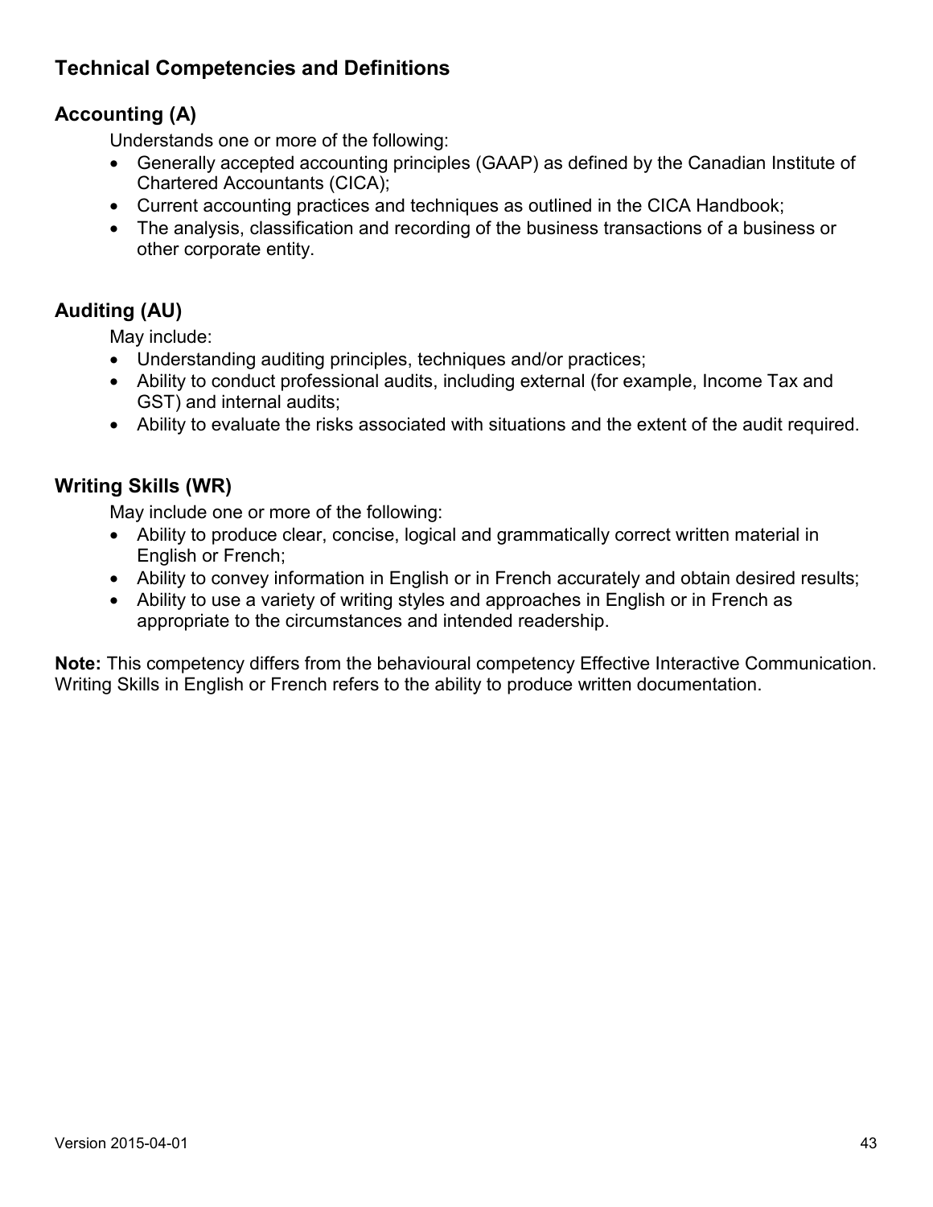## Technical Competencies and Definitions

### Accounting (A)

Understands one or more of the following:

- Generally accepted accounting principles (GAAP) as defined by the Canadian Institute of Chartered Accountants (CICA);
- Current accounting practices and techniques as outlined in the CICA Handbook;
- The analysis, classification and recording of the business transactions of a business or other corporate entity.

### Auditing (AU)

May include:

- Understanding auditing principles, techniques and/or practices;
- Ability to conduct professional audits, including external (for example, Income Tax and GST) and internal audits;
- Ability to evaluate the risks associated with situations and the extent of the audit required.

### Writing Skills (WR)

May include one or more of the following:

- Ability to produce clear, concise, logical and grammatically correct written material in English or French;
- Ability to convey information in English or in French accurately and obtain desired results;
- Ability to use a variety of writing styles and approaches in English or in French as appropriate to the circumstances and intended readership.

**Note:** This competency differs from the behavioural competency Effective Interactive Communication. Writing Skills in English or French refers to the ability to produce written documentation.